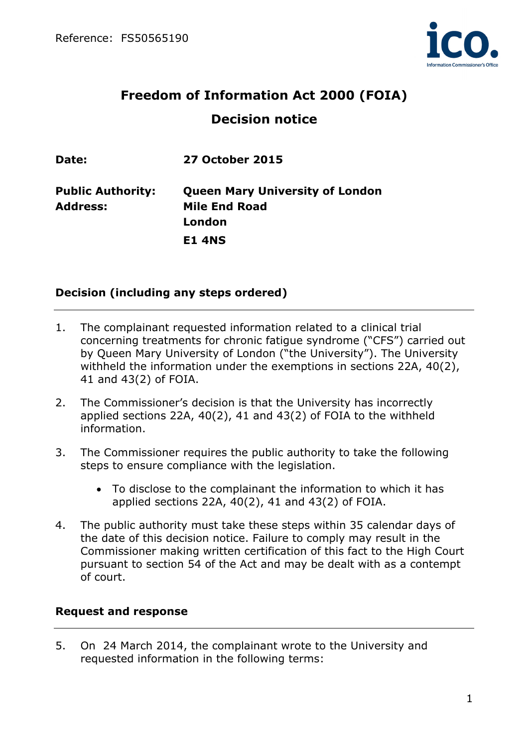Reference: FS50565190

# Freedom of Information Act 2000 (FOIA)

## Decision notice

| | |
|---|---|
| **Date:** | **27 October 2015** |
| **Public Authority:** | **Queen Mary University of London** |
| **Address:** | **Mile End Road** |
| | **London** |
| | **E1 4NS** |

### Decision (including any steps ordered)

1. The complainant requested information related to a clinical trial concerning treatments for chronic fatigue syndrome ("CFS") carried out by Queen Mary University of London ("the University"). The University withheld the information under the exemptions in sections 22A, 40(2), 41 and 43(2) of FOIA.

2. The Commissioner's decision is that the University has incorrectly applied sections 22A, 40(2), 41 and 43(2) of FOIA to the withheld information.

3. The Commissioner requires the public authority to take the following steps to ensure compliance with the legislation.

   - To disclose to the complainant the information to which it has applied sections 22A, 40(2), 41 and 43(2) of FOIA.

4. The public authority must take these steps within 35 calendar days of the date of this decision notice. Failure to comply may result in the Commissioner making written certification of this fact to the High Court pursuant to section 54 of the Act and may be dealt with as a contempt of court.

### Request and response

5. On 24 March 2014, the complainant wrote to the University and requested information in the following terms: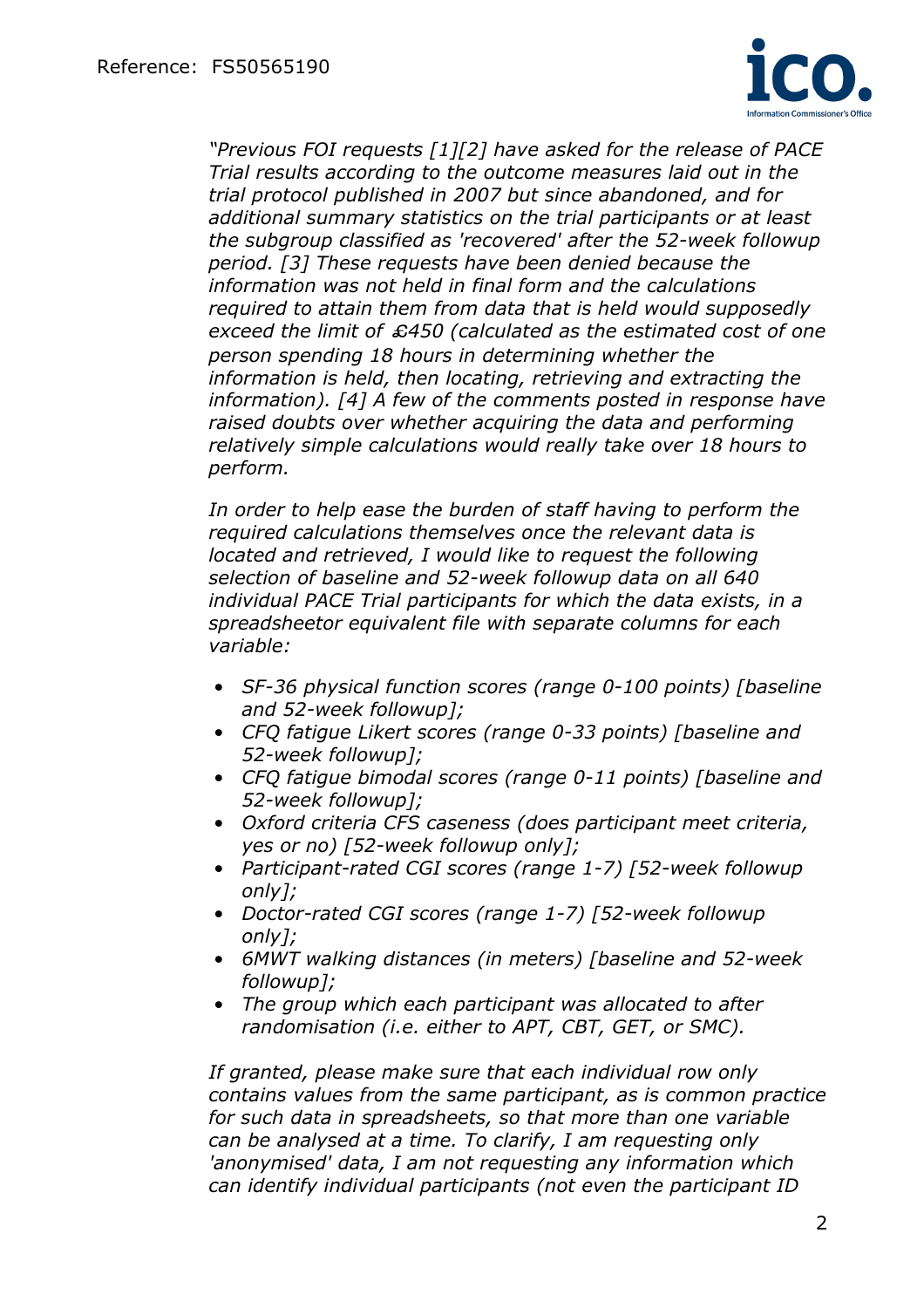*"Previous FOI requests [1][2] have asked for the release of PACE Trial results according to the outcome measures laid out in the trial protocol published in 2007 but since abandoned, and for additional summary statistics on the trial participants or at least the subgroup classified as 'recovered' after the 52-week followup period. [3] These requests have been denied because the information was not held in final form and the calculations required to attain them from data that is held would supposedly exceed the limit of £450 (calculated as the estimated cost of one person spending 18 hours in determining whether the information is held, then locating, retrieving and extracting the information). [4] A few of the comments posted in response have raised doubts over whether acquiring the data and performing relatively simple calculations would really take over 18 hours to perform.*

*In order to help ease the burden of staff having to perform the required calculations themselves once the relevant data is located and retrieved, I would like to request the following selection of baseline and 52-week followup data on all 640 individual PACE Trial participants for which the data exists, in a spreadsheetor equivalent file with separate columns for each variable:*

- *SF-36 physical function scores (range 0-100 points) [baseline and 52-week followup];*
- *CFQ fatigue Likert scores (range 0-33 points) [baseline and 52-week followup];*
- *CFQ fatigue bimodal scores (range 0-11 points) [baseline and 52-week followup];*
- *Oxford criteria CFS caseness (does participant meet criteria, yes or no) [52-week followup only];*
- *Participant-rated CGI scores (range 1-7) [52-week followup only];*
- *Doctor-rated CGI scores (range 1-7) [52-week followup only];*
- *6MWT walking distances (in meters) [baseline and 52-week followup];*
- *The group which each participant was allocated to after randomisation (i.e. either to APT, CBT, GET, or SMC).*

*If granted, please make sure that each individual row only contains values from the same participant, as is common practice for such data in spreadsheets, so that more than one variable can be analysed at a time. To clarify, I am requesting only 'anonymised' data, I am not requesting any information which can identify individual participants (not even the participant ID*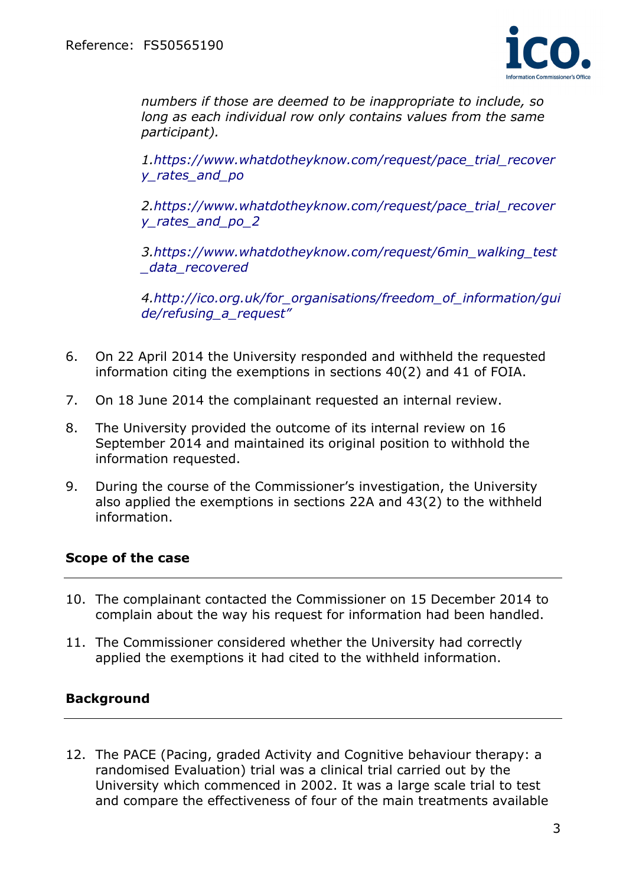*numbers if those are deemed to be inappropriate to include, so long as each individual row only contains values from the same participant).*

*1.https://www.whatdotheyknow.com/request/pace_trial_recovery_rates_and_po*

*2.https://www.whatdotheyknow.com/request/pace_trial_recovery_rates_and_po_2*

*3.https://www.whatdotheyknow.com/request/6min_walking_test_data_recovered*

*4.http://ico.org.uk/for_organisations/freedom_of_information/guide/refusing_a_request"*

6. On 22 April 2014 the University responded and withheld the requested information citing the exemptions in sections 40(2) and 41 of FOIA.

7. On 18 June 2014 the complainant requested an internal review.

8. The University provided the outcome of its internal review on 16 September 2014 and maintained its original position to withhold the information requested.

9. During the course of the Commissioner's investigation, the University also applied the exemptions in sections 22A and 43(2) to the withheld information.

## Scope of the case

10. The complainant contacted the Commissioner on 15 December 2014 to complain about the way his request for information had been handled.

11. The Commissioner considered whether the University had correctly applied the exemptions it had cited to the withheld information.

## Background

12. The PACE (Pacing, graded Activity and Cognitive behaviour therapy: a randomised Evaluation) trial was a clinical trial carried out by the University which commenced in 2002. It was a large scale trial to test and compare the effectiveness of four of the main treatments available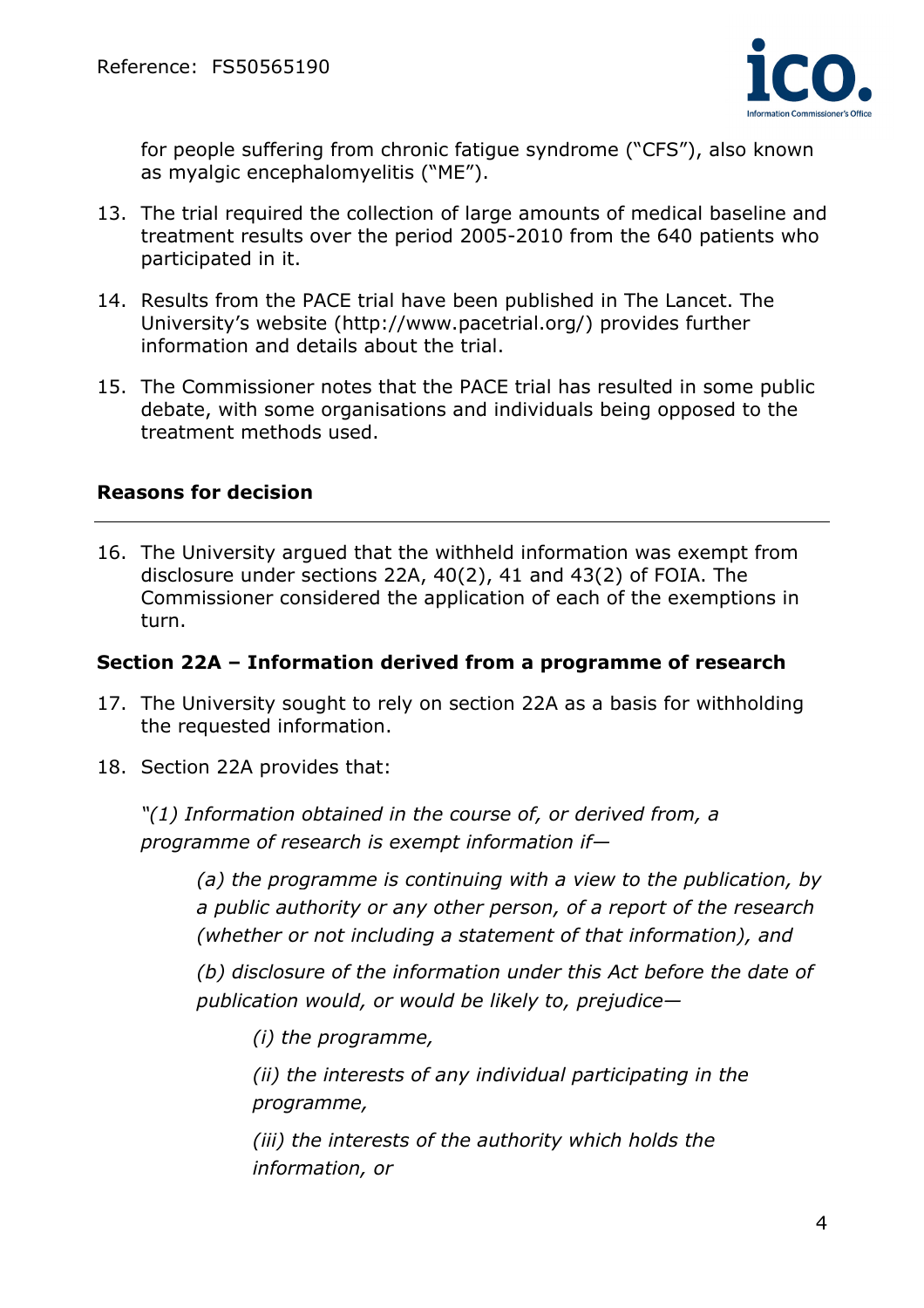for people suffering from chronic fatigue syndrome ("CFS"), also known as myalgic encephalomyelitis ("ME").

13. The trial required the collection of large amounts of medical baseline and treatment results over the period 2005-2010 from the 640 patients who participated in it.

14. Results from the PACE trial have been published in The Lancet. The University's website (http://www.pacetrial.org/) provides further information and details about the trial.

15. The Commissioner notes that the PACE trial has resulted in some public debate, with some organisations and individuals being opposed to the treatment methods used.

## Reasons for decision

16. The University argued that the withheld information was exempt from disclosure under sections 22A, 40(2), 41 and 43(2) of FOIA. The Commissioner considered the application of each of the exemptions in turn.

### Section 22A – Information derived from a programme of research

17. The University sought to rely on section 22A as a basis for withholding the requested information.

18. Section 22A provides that:

*"(1) Information obtained in the course of, or derived from, a programme of research is exempt information if—*

> *(a) the programme is continuing with a view to the publication, by a public authority or any other person, of a report of the research (whether or not including a statement of that information), and*
>
> *(b) disclosure of the information under this Act before the date of publication would, or would be likely to, prejudice—*
>
> > *(i) the programme,*
> >
> > *(ii) the interests of any individual participating in the programme,*
> >
> > *(iii) the interests of the authority which holds the information, or*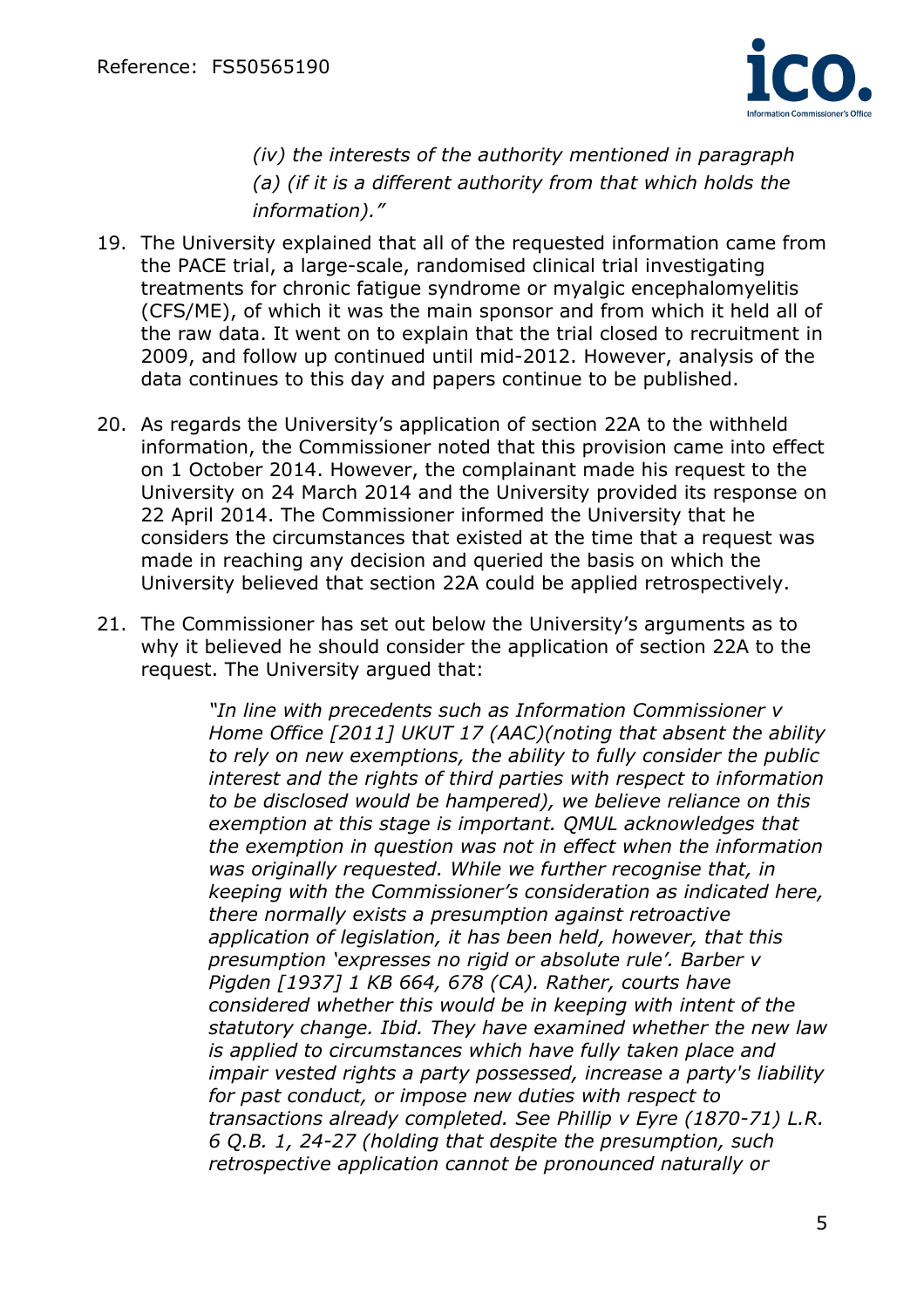*(iv) the interests of the authority mentioned in paragraph (a) (if it is a different authority from that which holds the information)."*

19. The University explained that all of the requested information came from the PACE trial, a large-scale, randomised clinical trial investigating treatments for chronic fatigue syndrome or myalgic encephalomyelitis (CFS/ME), of which it was the main sponsor and from which it held all of the raw data. It went on to explain that the trial closed to recruitment in 2009, and follow up continued until mid-2012. However, analysis of the data continues to this day and papers continue to be published.

20. As regards the University's application of section 22A to the withheld information, the Commissioner noted that this provision came into effect on 1 October 2014. However, the complainant made his request to the University on 24 March 2014 and the University provided its response on 22 April 2014. The Commissioner informed the University that he considers the circumstances that existed at the time that a request was made in reaching any decision and queried the basis on which the University believed that section 22A could be applied retrospectively.

21. The Commissioner has set out below the University's arguments as to why it believed he should consider the application of section 22A to the request. The University argued that:

> *"In line with precedents such as Information Commissioner v Home Office [2011] UKUT 17 (AAC)(noting that absent the ability to rely on new exemptions, the ability to fully consider the public interest and the rights of third parties with respect to information to be disclosed would be hampered), we believe reliance on this exemption at this stage is important. QMUL acknowledges that the exemption in question was not in effect when the information was originally requested. While we further recognise that, in keeping with the Commissioner's consideration as indicated here, there normally exists a presumption against retroactive application of legislation, it has been held, however, that this presumption 'expresses no rigid or absolute rule'. Barber v Pigden [1937] 1 KB 664, 678 (CA). Rather, courts have considered whether this would be in keeping with intent of the statutory change. Ibid. They have examined whether the new law is applied to circumstances which have fully taken place and impair vested rights a party possessed, increase a party's liability for past conduct, or impose new duties with respect to transactions already completed. See Phillip v Eyre (1870-71) L.R. 6 Q.B. 1, 24-27 (holding that despite the presumption, such retrospective application cannot be pronounced naturally or*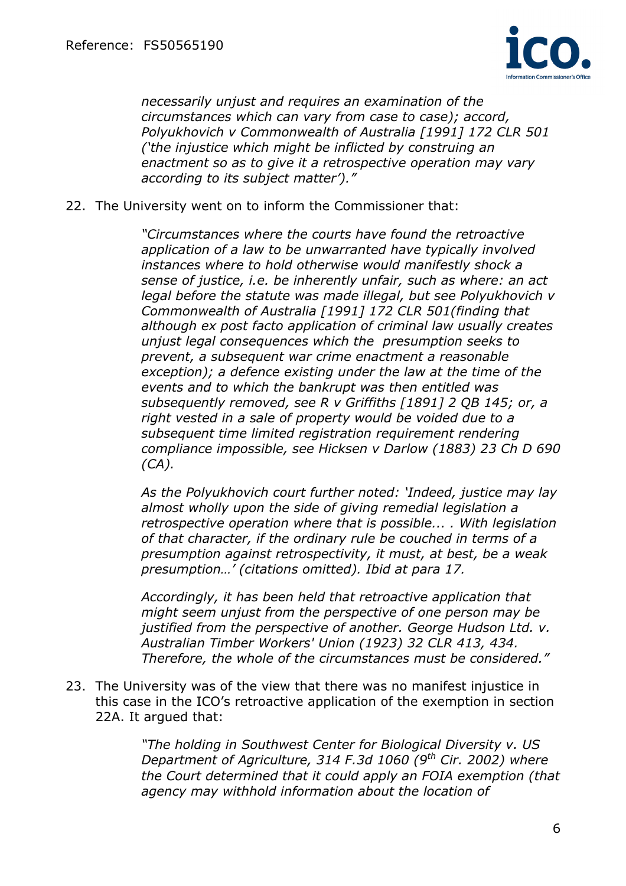*necessarily unjust and requires an examination of the circumstances which can vary from case to case); accord, Polyukhovich v Commonwealth of Australia [1991] 172 CLR 501 ('the injustice which might be inflicted by construing an enactment so as to give it a retrospective operation may vary according to its subject matter')."*

22. The University went on to inform the Commissioner that:

> *"Circumstances where the courts have found the retroactive application of a law to be unwarranted have typically involved instances where to hold otherwise would manifestly shock a sense of justice, i.e. be inherently unfair, such as where: an act legal before the statute was made illegal, but see Polyukhovich v Commonwealth of Australia [1991] 172 CLR 501(finding that although ex post facto application of criminal law usually creates unjust legal consequences which the presumption seeks to prevent, a subsequent war crime enactment a reasonable exception); a defence existing under the law at the time of the events and to which the bankrupt was then entitled was subsequently removed, see R v Griffiths [1891] 2 QB 145; or, a right vested in a sale of property would be voided due to a subsequent time limited registration requirement rendering compliance impossible, see Hicksen v Darlow (1883) 23 Ch D 690 (CA).*
>
> *As the Polyukhovich court further noted: 'Indeed, justice may lay almost wholly upon the side of giving remedial legislation a retrospective operation where that is possible... . With legislation of that character, if the ordinary rule be couched in terms of a presumption against retrospectivity, it must, at best, be a weak presumption…' (citations omitted). Ibid at para 17.*
>
> *Accordingly, it has been held that retroactive application that might seem unjust from the perspective of one person may be justified from the perspective of another. George Hudson Ltd. v. Australian Timber Workers' Union (1923) 32 CLR 413, 434. Therefore, the whole of the circumstances must be considered."*

23. The University was of the view that there was no manifest injustice in this case in the ICO's retroactive application of the exemption in section 22A. It argued that:

> *"The holding in Southwest Center for Biological Diversity v. US Department of Agriculture, 314 F.3d 1060 (9th Cir. 2002) where the Court determined that it could apply an FOIA exemption (that agency may withhold information about the location of*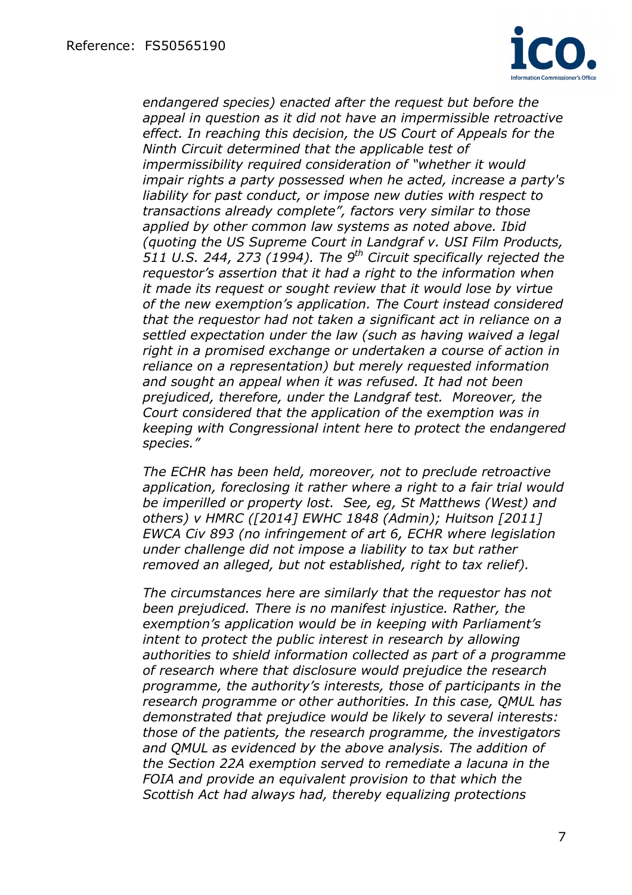*endangered species) enacted after the request but before the appeal in question as it did not have an impermissible retroactive effect. In reaching this decision, the US Court of Appeals for the Ninth Circuit determined that the applicable test of impermissibility required consideration of "whether it would impair rights a party possessed when he acted, increase a party's liability for past conduct, or impose new duties with respect to transactions already complete", factors very similar to those applied by other common law systems as noted above. Ibid (quoting the US Supreme Court in Landgraf v. USI Film Products, 511 U.S. 244, 273 (1994). The 9th Circuit specifically rejected the requestor's assertion that it had a right to the information when it made its request or sought review that it would lose by virtue of the new exemption's application. The Court instead considered that the requestor had not taken a significant act in reliance on a settled expectation under the law (such as having waived a legal right in a promised exchange or undertaken a course of action in reliance on a representation) but merely requested information and sought an appeal when it was refused. It had not been prejudiced, therefore, under the Landgraf test. Moreover, the Court considered that the application of the exemption was in keeping with Congressional intent here to protect the endangered species."*

*The ECHR has been held, moreover, not to preclude retroactive application, foreclosing it rather where a right to a fair trial would be imperilled or property lost. See, eg, St Matthews (West) and others) v HMRC ([2014] EWHC 1848 (Admin); Huitson [2011] EWCA Civ 893 (no infringement of art 6, ECHR where legislation under challenge did not impose a liability to tax but rather removed an alleged, but not established, right to tax relief).*

*The circumstances here are similarly that the requestor has not been prejudiced. There is no manifest injustice. Rather, the exemption's application would be in keeping with Parliament's intent to protect the public interest in research by allowing authorities to shield information collected as part of a programme of research where that disclosure would prejudice the research programme, the authority's interests, those of participants in the research programme or other authorities. In this case, QMUL has demonstrated that prejudice would be likely to several interests: those of the patients, the research programme, the investigators and QMUL as evidenced by the above analysis. The addition of the Section 22A exemption served to remediate a lacuna in the FOIA and provide an equivalent provision to that which the Scottish Act had always had, thereby equalizing protections*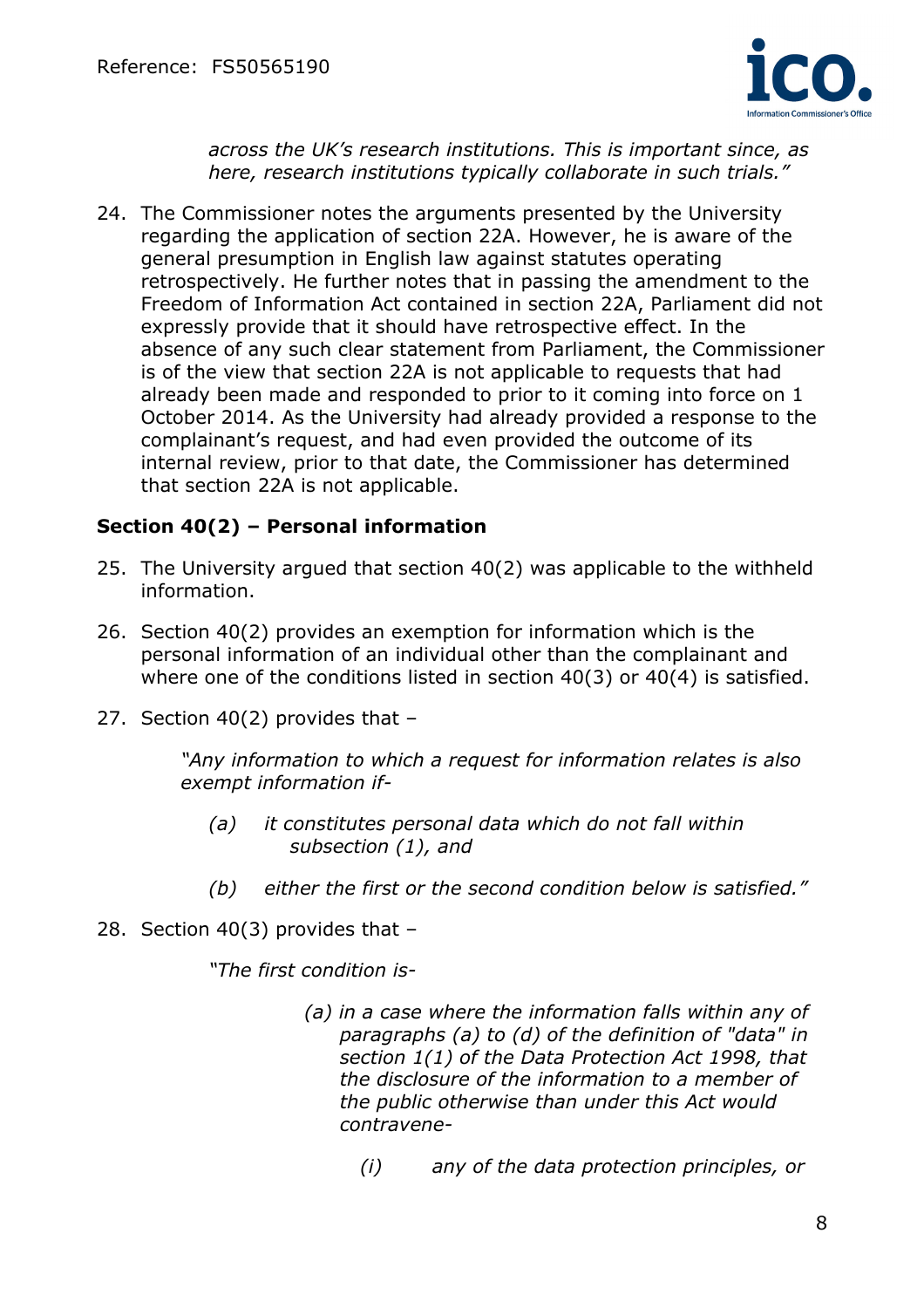> *across the UK's research institutions. This is important since, as here, research institutions typically collaborate in such trials."*

24. The Commissioner notes the arguments presented by the University regarding the application of section 22A. However, he is aware of the general presumption in English law against statutes operating retrospectively. He further notes that in passing the amendment to the Freedom of Information Act contained in section 22A, Parliament did not expressly provide that it should have retrospective effect. In the absence of any such clear statement from Parliament, the Commissioner is of the view that section 22A is not applicable to requests that had already been made and responded to prior to it coming into force on 1 October 2014. As the University had already provided a response to the complainant's request, and had even provided the outcome of its internal review, prior to that date, the Commissioner has determined that section 22A is not applicable.

**Section 40(2) – Personal information**

25. The University argued that section 40(2) was applicable to the withheld information.

26. Section 40(2) provides an exemption for information which is the personal information of an individual other than the complainant and where one of the conditions listed in section 40(3) or 40(4) is satisfied.

27. Section 40(2) provides that –

> *"Any information to which a request for information relates is also exempt information if-*
>
> *(a) it constitutes personal data which do not fall within subsection (1), and*
>
> *(b) either the first or the second condition below is satisfied."*

28. Section 40(3) provides that –

> *"The first condition is-*
>
> *(a) in a case where the information falls within any of paragraphs (a) to (d) of the definition of "data" in section 1(1) of the Data Protection Act 1998, that the disclosure of the information to a member of the public otherwise than under this Act would contravene-*
>
> *(i) any of the data protection principles, or*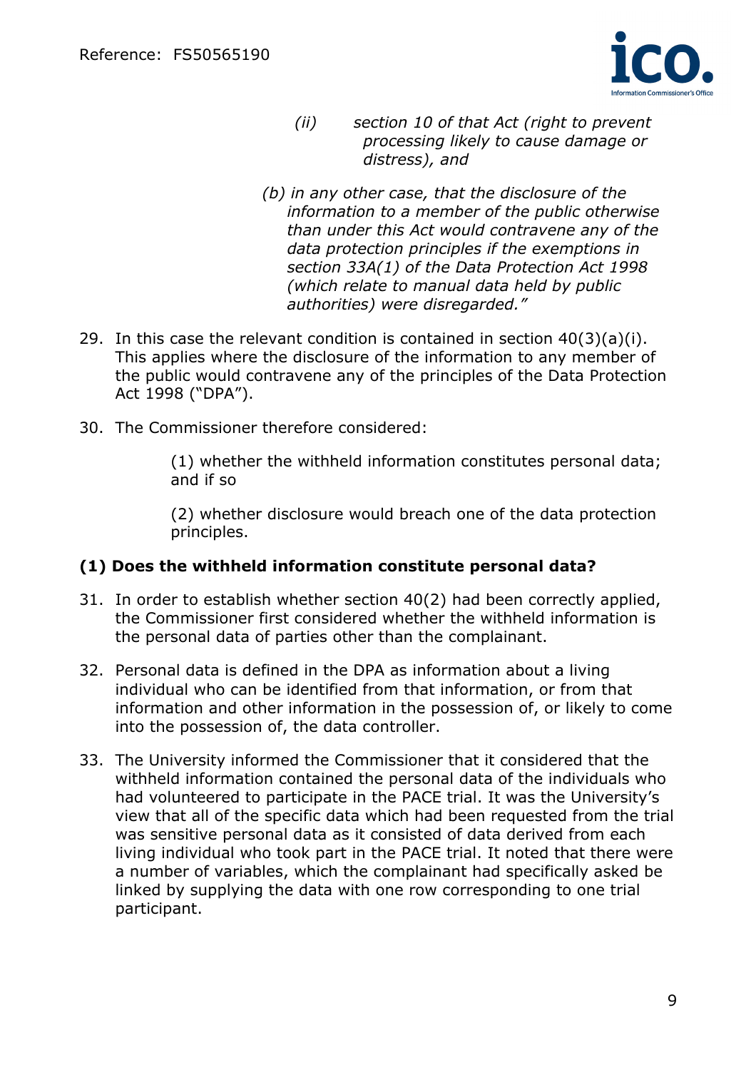> *(ii) section 10 of that Act (right to prevent processing likely to cause damage or distress), and*
>
> *(b) in any other case, that the disclosure of the information to a member of the public otherwise than under this Act would contravene any of the data protection principles if the exemptions in section 33A(1) of the Data Protection Act 1998 (which relate to manual data held by public authorities) were disregarded."*

29. In this case the relevant condition is contained in section 40(3)(a)(i). This applies where the disclosure of the information to any member of the public would contravene any of the principles of the Data Protection Act 1998 ("DPA").

30. The Commissioner therefore considered:

    (1) whether the withheld information constitutes personal data; and if so

    (2) whether disclosure would breach one of the data protection principles.

### (1) Does the withheld information constitute personal data?

31. In order to establish whether section 40(2) had been correctly applied, the Commissioner first considered whether the withheld information is the personal data of parties other than the complainant.

32. Personal data is defined in the DPA as information about a living individual who can be identified from that information, or from that information and other information in the possession of, or likely to come into the possession of, the data controller.

33. The University informed the Commissioner that it considered that the withheld information contained the personal data of the individuals who had volunteered to participate in the PACE trial. It was the University's view that all of the specific data which had been requested from the trial was sensitive personal data as it consisted of data derived from each living individual who took part in the PACE trial. It noted that there were a number of variables, which the complainant had specifically asked be linked by supplying the data with one row corresponding to one trial participant.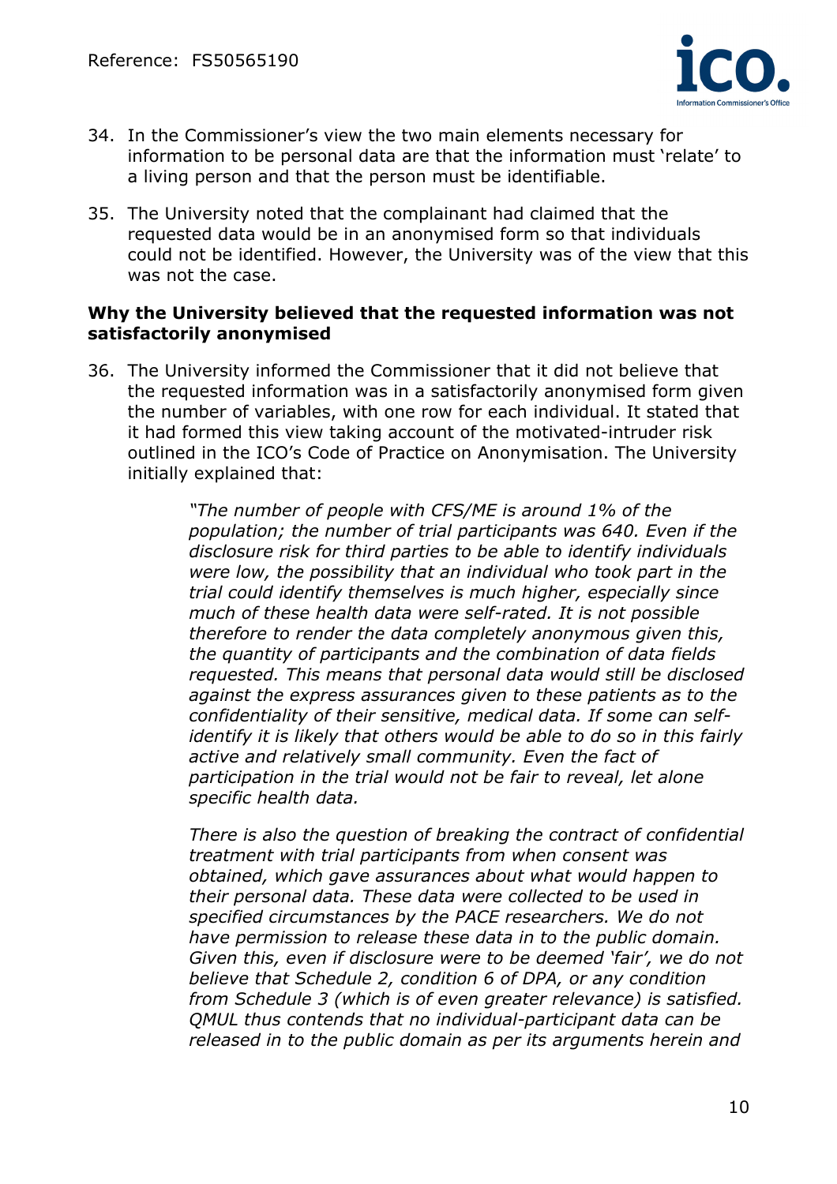34. In the Commissioner's view the two main elements necessary for information to be personal data are that the information must 'relate' to a living person and that the person must be identifiable.

35. The University noted that the complainant had claimed that the requested data would be in an anonymised form so that individuals could not be identified. However, the University was of the view that this was not the case.

**Why the University believed that the requested information was not satisfactorily anonymised**

36. The University informed the Commissioner that it did not believe that the requested information was in a satisfactorily anonymised form given the number of variables, with one row for each individual. It stated that it had formed this view taking account of the motivated-intruder risk outlined in the ICO's Code of Practice on Anonymisation. The University initially explained that:

> *"The number of people with CFS/ME is around 1% of the population; the number of trial participants was 640. Even if the disclosure risk for third parties to be able to identify individuals were low, the possibility that an individual who took part in the trial could identify themselves is much higher, especially since much of these health data were self-rated. It is not possible therefore to render the data completely anonymous given this, the quantity of participants and the combination of data fields requested. This means that personal data would still be disclosed against the express assurances given to these patients as to the confidentiality of their sensitive, medical data. If some can self-identify it is likely that others would be able to do so in this fairly active and relatively small community. Even the fact of participation in the trial would not be fair to reveal, let alone specific health data.*
>
> *There is also the question of breaking the contract of confidential treatment with trial participants from when consent was obtained, which gave assurances about what would happen to their personal data. These data were collected to be used in specified circumstances by the PACE researchers. We do not have permission to release these data in to the public domain. Given this, even if disclosure were to be deemed 'fair', we do not believe that Schedule 2, condition 6 of DPA, or any condition from Schedule 3 (which is of even greater relevance) is satisfied. QMUL thus contends that no individual-participant data can be released in to the public domain as per its arguments herein and*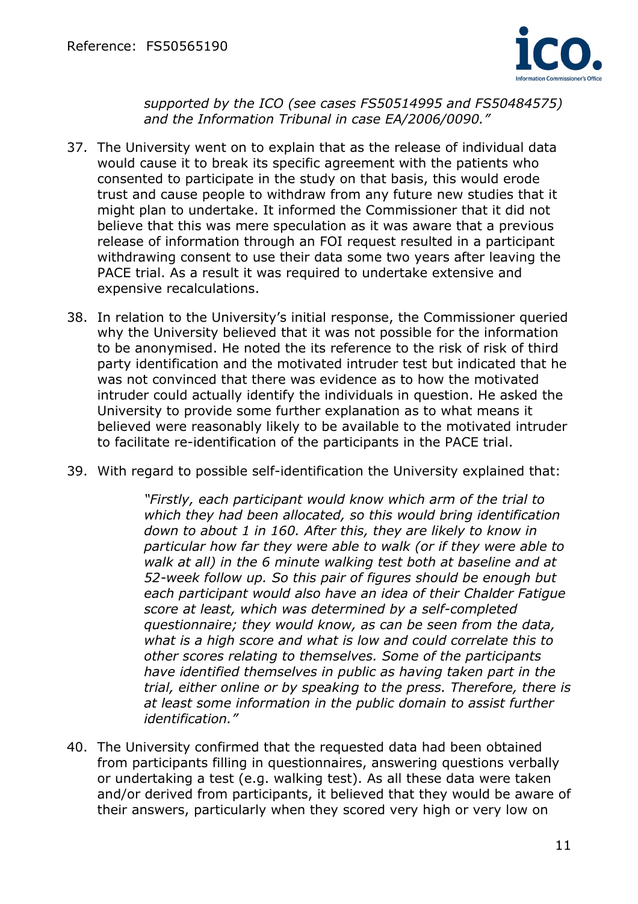*supported by the ICO (see cases FS50514995 and FS50484575) and the Information Tribunal in case EA/2006/0090."*

37. The University went on to explain that as the release of individual data would cause it to break its specific agreement with the patients who consented to participate in the study on that basis, this would erode trust and cause people to withdraw from any future new studies that it might plan to undertake. It informed the Commissioner that it did not believe that this was mere speculation as it was aware that a previous release of information through an FOI request resulted in a participant withdrawing consent to use their data some two years after leaving the PACE trial. As a result it was required to undertake extensive and expensive recalculations.

38. In relation to the University's initial response, the Commissioner queried why the University believed that it was not possible for the information to be anonymised. He noted the its reference to the risk of risk of third party identification and the motivated intruder test but indicated that he was not convinced that there was evidence as to how the motivated intruder could actually identify the individuals in question. He asked the University to provide some further explanation as to what means it believed were reasonably likely to be available to the motivated intruder to facilitate re-identification of the participants in the PACE trial.

39. With regard to possible self-identification the University explained that:

> *"Firstly, each participant would know which arm of the trial to which they had been allocated, so this would bring identification down to about 1 in 160. After this, they are likely to know in particular how far they were able to walk (or if they were able to walk at all) in the 6 minute walking test both at baseline and at 52-week follow up. So this pair of figures should be enough but each participant would also have an idea of their Chalder Fatigue score at least, which was determined by a self-completed questionnaire; they would know, as can be seen from the data, what is a high score and what is low and could correlate this to other scores relating to themselves. Some of the participants have identified themselves in public as having taken part in the trial, either online or by speaking to the press. Therefore, there is at least some information in the public domain to assist further identification."*

40. The University confirmed that the requested data had been obtained from participants filling in questionnaires, answering questions verbally or undertaking a test (e.g. walking test). As all these data were taken and/or derived from participants, it believed that they would be aware of their answers, particularly when they scored very high or very low on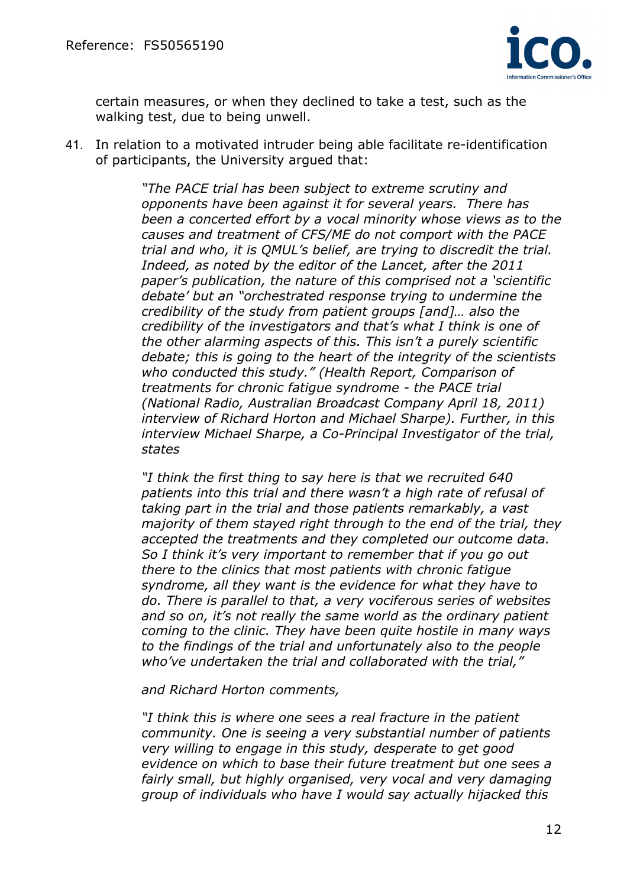certain measures, or when they declined to take a test, such as the walking test, due to being unwell.

41. In relation to a motivated intruder being able facilitate re-identification of participants, the University argued that:

> *"The PACE trial has been subject to extreme scrutiny and opponents have been against it for several years. There has been a concerted effort by a vocal minority whose views as to the causes and treatment of CFS/ME do not comport with the PACE trial and who, it is QMUL's belief, are trying to discredit the trial. Indeed, as noted by the editor of the Lancet, after the 2011 paper's publication, the nature of this comprised not a 'scientific debate' but an "orchestrated response trying to undermine the credibility of the study from patient groups [and]… also the credibility of the investigators and that's what I think is one of the other alarming aspects of this. This isn't a purely scientific debate; this is going to the heart of the integrity of the scientists who conducted this study." (Health Report, Comparison of treatments for chronic fatigue syndrome - the PACE trial (National Radio, Australian Broadcast Company April 18, 2011) interview of Richard Horton and Michael Sharpe). Further, in this interview Michael Sharpe, a Co-Principal Investigator of the trial, states*
>
> *"I think the first thing to say here is that we recruited 640 patients into this trial and there wasn't a high rate of refusal of taking part in the trial and those patients remarkably, a vast majority of them stayed right through to the end of the trial, they accepted the treatments and they completed our outcome data. So I think it's very important to remember that if you go out there to the clinics that most patients with chronic fatigue syndrome, all they want is the evidence for what they have to do. There is parallel to that, a very vociferous series of websites and so on, it's not really the same world as the ordinary patient coming to the clinic. They have been quite hostile in many ways to the findings of the trial and unfortunately also to the people who've undertaken the trial and collaborated with the trial,"*
>
> *and Richard Horton comments,*
>
> *"I think this is where one sees a real fracture in the patient community. One is seeing a very substantial number of patients very willing to engage in this study, desperate to get good evidence on which to base their future treatment but one sees a fairly small, but highly organised, very vocal and very damaging group of individuals who have I would say actually hijacked this*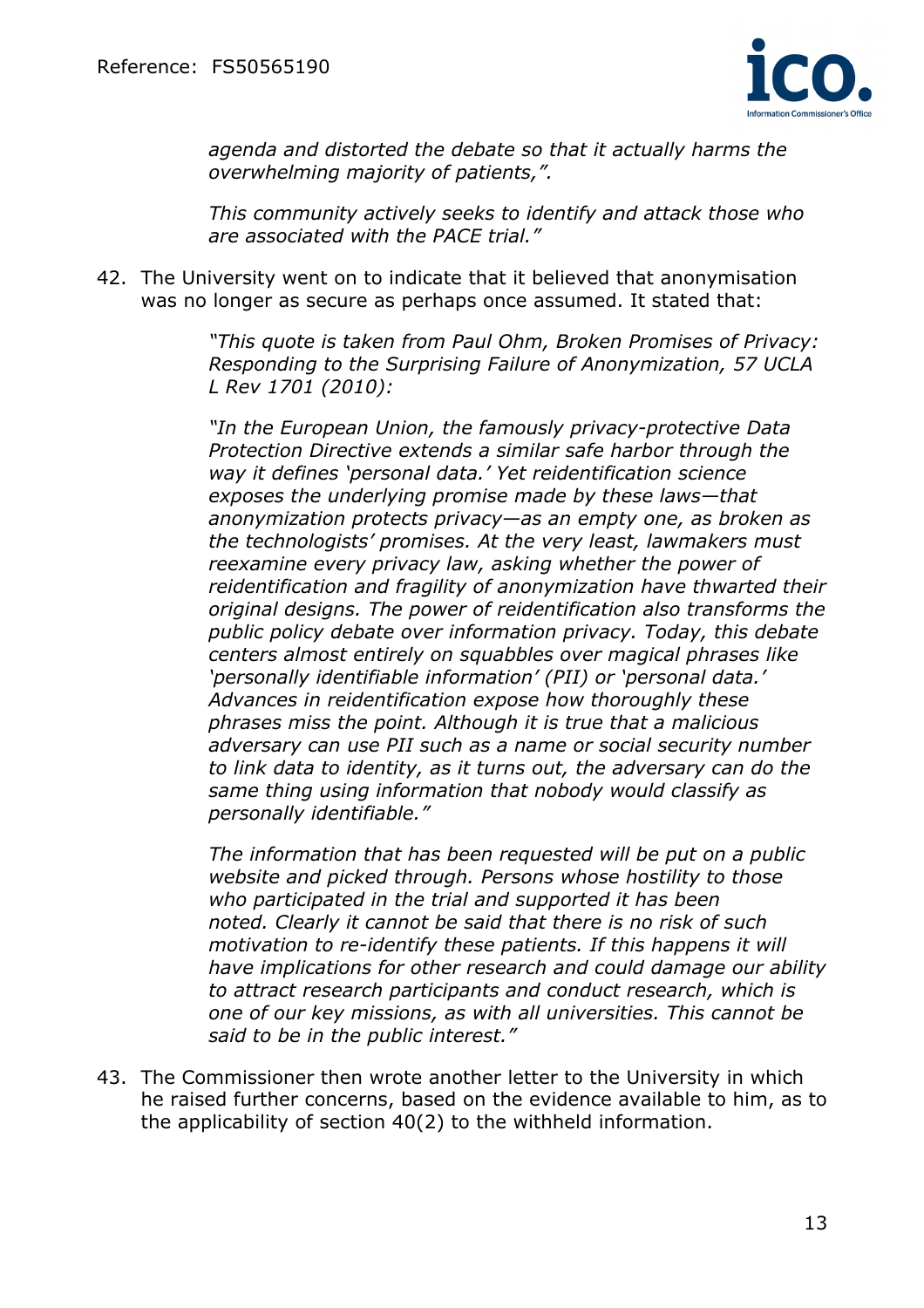> *agenda and distorted the debate so that it actually harms the overwhelming majority of patients,".*
>
> *This community actively seeks to identify and attack those who are associated with the PACE trial."*

42. The University went on to indicate that it believed that anonymisation was no longer as secure as perhaps once assumed. It stated that:

> *"This quote is taken from Paul Ohm, Broken Promises of Privacy: Responding to the Surprising Failure of Anonymization, 57 UCLA L Rev 1701 (2010):*
>
> *"In the European Union, the famously privacy-protective Data Protection Directive extends a similar safe harbor through the way it defines 'personal data.' Yet reidentification science exposes the underlying promise made by these laws—that anonymization protects privacy—as an empty one, as broken as the technologists' promises. At the very least, lawmakers must reexamine every privacy law, asking whether the power of reidentification and fragility of anonymization have thwarted their original designs. The power of reidentification also transforms the public policy debate over information privacy. Today, this debate centers almost entirely on squabbles over magical phrases like 'personally identifiable information' (PII) or 'personal data.' Advances in reidentification expose how thoroughly these phrases miss the point. Although it is true that a malicious adversary can use PII such as a name or social security number to link data to identity, as it turns out, the adversary can do the same thing using information that nobody would classify as personally identifiable."*
>
> *The information that has been requested will be put on a public website and picked through. Persons whose hostility to those who participated in the trial and supported it has been noted. Clearly it cannot be said that there is no risk of such motivation to re-identify these patients. If this happens it will have implications for other research and could damage our ability to attract research participants and conduct research, which is one of our key missions, as with all universities. This cannot be said to be in the public interest."*

43. The Commissioner then wrote another letter to the University in which he raised further concerns, based on the evidence available to him, as to the applicability of section 40(2) to the withheld information.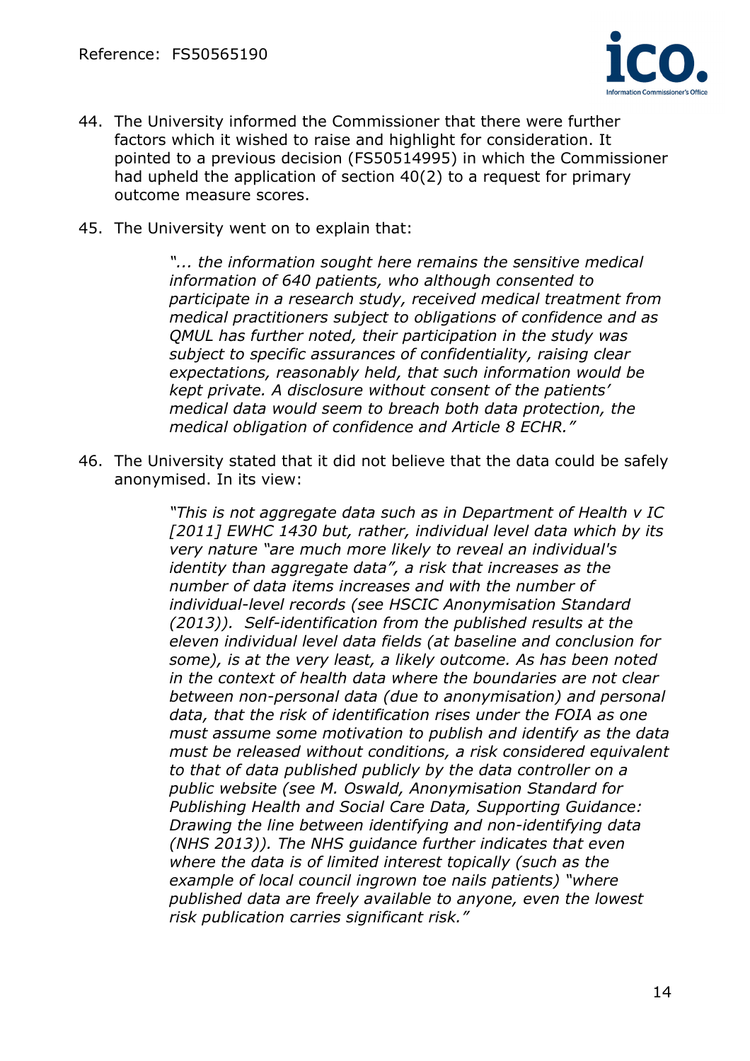44. The University informed the Commissioner that there were further factors which it wished to raise and highlight for consideration. It pointed to a previous decision (FS50514995) in which the Commissioner had upheld the application of section 40(2) to a request for primary outcome measure scores.

45. The University went on to explain that:

> *"... the information sought here remains the sensitive medical information of 640 patients, who although consented to participate in a research study, received medical treatment from medical practitioners subject to obligations of confidence and as QMUL has further noted, their participation in the study was subject to specific assurances of confidentiality, raising clear expectations, reasonably held, that such information would be kept private. A disclosure without consent of the patients' medical data would seem to breach both data protection, the medical obligation of confidence and Article 8 ECHR."*

46. The University stated that it did not believe that the data could be safely anonymised. In its view:

> *"This is not aggregate data such as in Department of Health v IC [2011] EWHC 1430 but, rather, individual level data which by its very nature "are much more likely to reveal an individual's identity than aggregate data", a risk that increases as the number of data items increases and with the number of individual-level records (see HSCIC Anonymisation Standard (2013)). Self-identification from the published results at the eleven individual level data fields (at baseline and conclusion for some), is at the very least, a likely outcome. As has been noted in the context of health data where the boundaries are not clear between non-personal data (due to anonymisation) and personal data, that the risk of identification rises under the FOIA as one must assume some motivation to publish and identify as the data must be released without conditions, a risk considered equivalent to that of data published publicly by the data controller on a public website (see M. Oswald, Anonymisation Standard for Publishing Health and Social Care Data, Supporting Guidance: Drawing the line between identifying and non-identifying data (NHS 2013)). The NHS guidance further indicates that even where the data is of limited interest topically (such as the example of local council ingrown toe nails patients) "where published data are freely available to anyone, even the lowest risk publication carries significant risk."*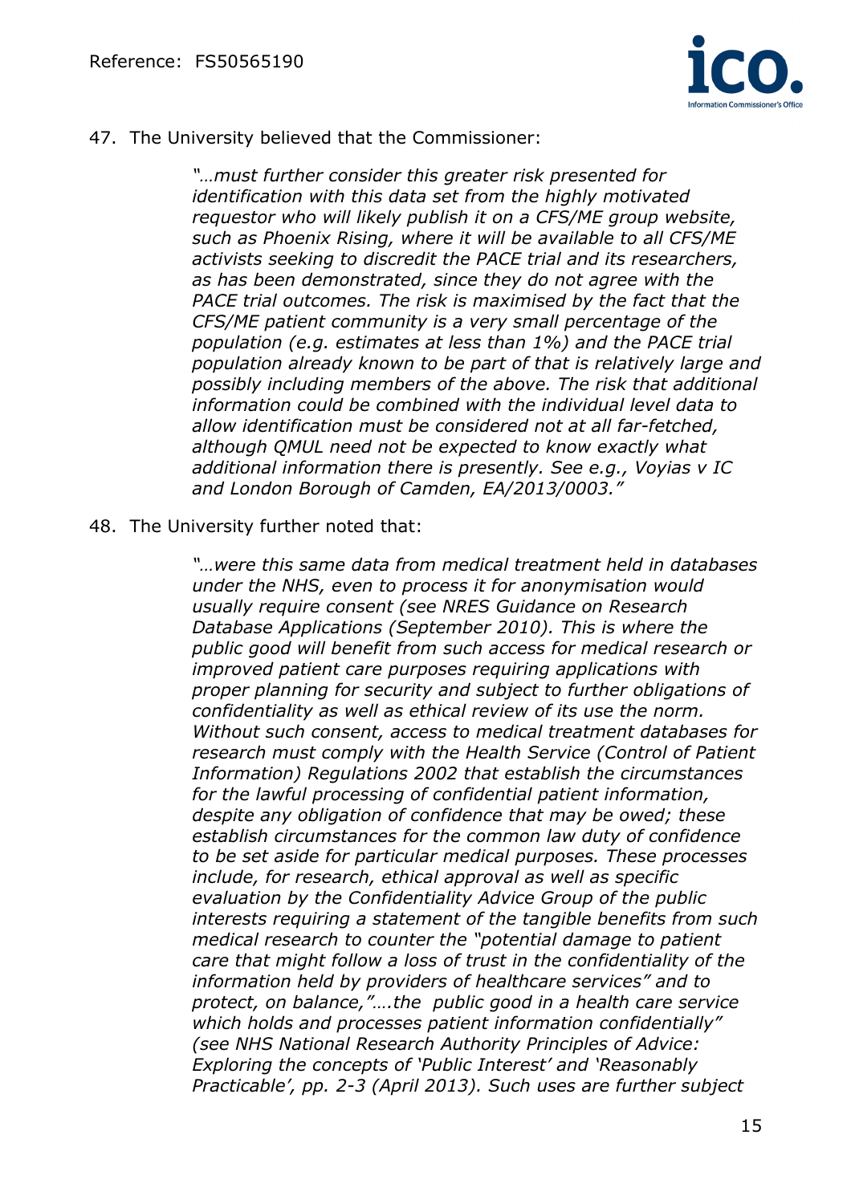47. The University believed that the Commissioner:

> *"…must further consider this greater risk presented for identification with this data set from the highly motivated requestor who will likely publish it on a CFS/ME group website, such as Phoenix Rising, where it will be available to all CFS/ME activists seeking to discredit the PACE trial and its researchers, as has been demonstrated, since they do not agree with the PACE trial outcomes. The risk is maximised by the fact that the CFS/ME patient community is a very small percentage of the population (e.g. estimates at less than 1%) and the PACE trial population already known to be part of that is relatively large and possibly including members of the above. The risk that additional information could be combined with the individual level data to allow identification must be considered not at all far-fetched, although QMUL need not be expected to know exactly what additional information there is presently. See e.g., Voyias v IC and London Borough of Camden, EA/2013/0003."*

48. The University further noted that:

> *"…were this same data from medical treatment held in databases under the NHS, even to process it for anonymisation would usually require consent (see NRES Guidance on Research Database Applications (September 2010). This is where the public good will benefit from such access for medical research or improved patient care purposes requiring applications with proper planning for security and subject to further obligations of confidentiality as well as ethical review of its use the norm. Without such consent, access to medical treatment databases for research must comply with the Health Service (Control of Patient Information) Regulations 2002 that establish the circumstances for the lawful processing of confidential patient information, despite any obligation of confidence that may be owed; these establish circumstances for the common law duty of confidence to be set aside for particular medical purposes. These processes include, for research, ethical approval as well as specific evaluation by the Confidentiality Advice Group of the public interests requiring a statement of the tangible benefits from such medical research to counter the "potential damage to patient care that might follow a loss of trust in the confidentiality of the information held by providers of healthcare services" and to protect, on balance,"….the public good in a health care service which holds and processes patient information confidentially" (see NHS National Research Authority Principles of Advice: Exploring the concepts of 'Public Interest' and 'Reasonably Practicable', pp. 2-3 (April 2013). Such uses are further subject*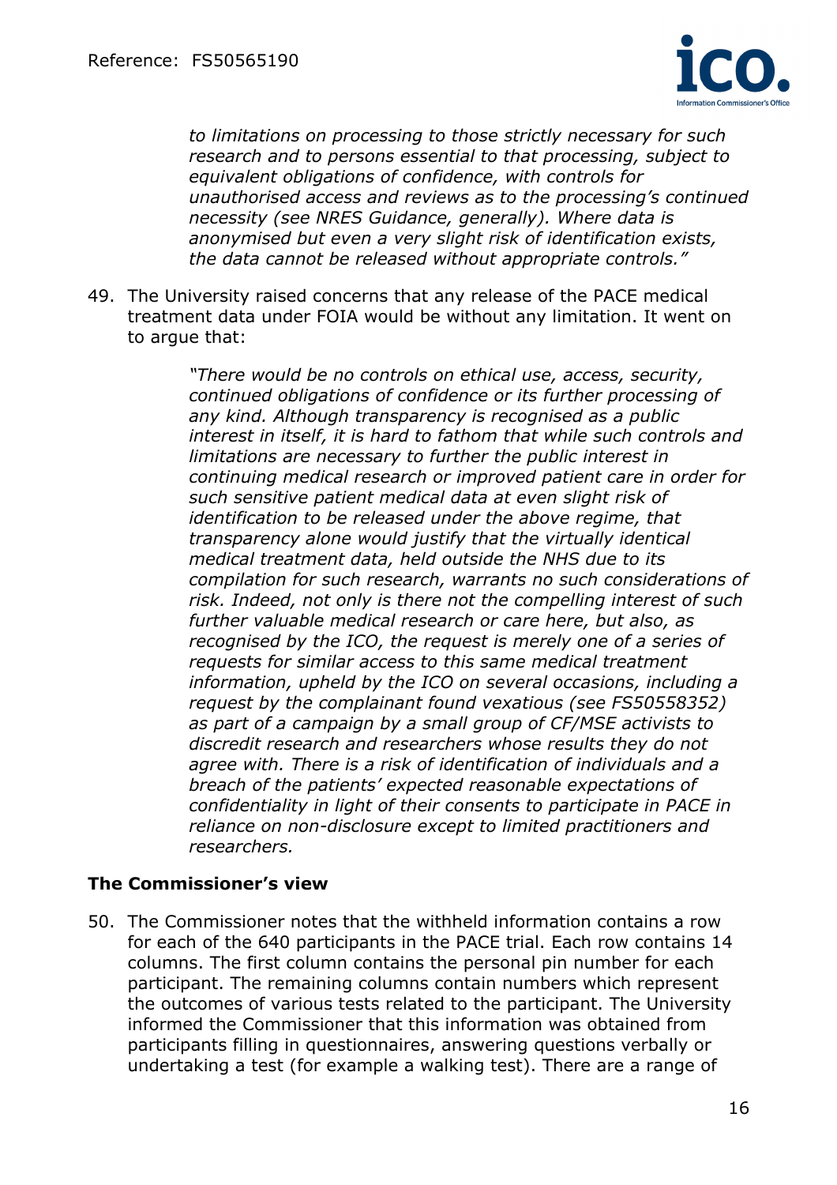> *to limitations on processing to those strictly necessary for such research and to persons essential to that processing, subject to equivalent obligations of confidence, with controls for unauthorised access and reviews as to the processing's continued necessity (see NRES Guidance, generally). Where data is anonymised but even a very slight risk of identification exists, the data cannot be released without appropriate controls."*

49. The University raised concerns that any release of the PACE medical treatment data under FOIA would be without any limitation. It went on to argue that:

> *"There would be no controls on ethical use, access, security, continued obligations of confidence or its further processing of any kind. Although transparency is recognised as a public interest in itself, it is hard to fathom that while such controls and limitations are necessary to further the public interest in continuing medical research or improved patient care in order for such sensitive patient medical data at even slight risk of identification to be released under the above regime, that transparency alone would justify that the virtually identical medical treatment data, held outside the NHS due to its compilation for such research, warrants no such considerations of risk. Indeed, not only is there not the compelling interest of such further valuable medical research or care here, but also, as recognised by the ICO, the request is merely one of a series of requests for similar access to this same medical treatment information, upheld by the ICO on several occasions, including a request by the complainant found vexatious (see FS50558352) as part of a campaign by a small group of CF/MSE activists to discredit research and researchers whose results they do not agree with. There is a risk of identification of individuals and a breach of the patients' expected reasonable expectations of confidentiality in light of their consents to participate in PACE in reliance on non-disclosure except to limited practitioners and researchers.*

### The Commissioner's view

50. The Commissioner notes that the withheld information contains a row for each of the 640 participants in the PACE trial. Each row contains 14 columns. The first column contains the personal pin number for each participant. The remaining columns contain numbers which represent the outcomes of various tests related to the participant. The University informed the Commissioner that this information was obtained from participants filling in questionnaires, answering questions verbally or undertaking a test (for example a walking test). There are a range of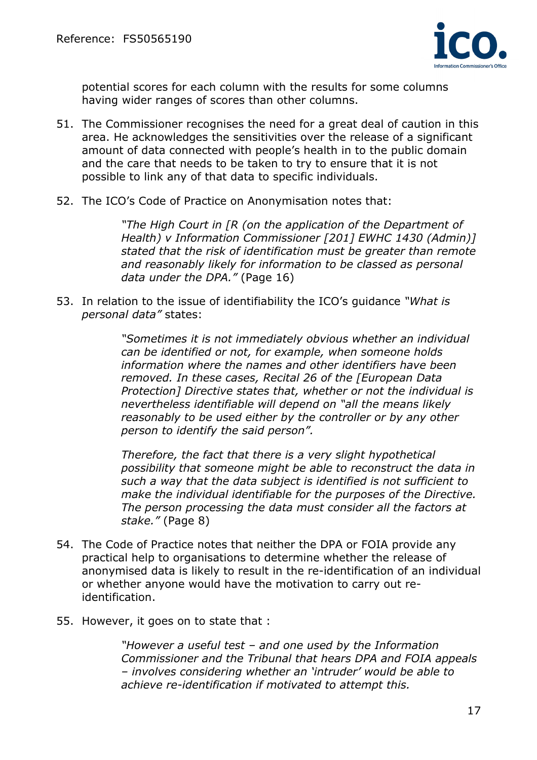potential scores for each column with the results for some columns having wider ranges of scores than other columns.

51. The Commissioner recognises the need for a great deal of caution in this area. He acknowledges the sensitivities over the release of a significant amount of data connected with people's health in to the public domain and the care that needs to be taken to try to ensure that it is not possible to link any of that data to specific individuals.

52. The ICO's Code of Practice on Anonymisation notes that:

    > *"The High Court in [R (on the application of the Department of Health) v Information Commissioner [201] EWHC 1430 (Admin)] stated that the risk of identification must be greater than remote and reasonably likely for information to be classed as personal data under the DPA."* (Page 16)

53. In relation to the issue of identifiability the ICO's guidance *"What is personal data"* states:

    > *"Sometimes it is not immediately obvious whether an individual can be identified or not, for example, when someone holds information where the names and other identifiers have been removed. In these cases, Recital 26 of the [European Data Protection] Directive states that, whether or not the individual is nevertheless identifiable will depend on "all the means likely reasonably to be used either by the controller or by any other person to identify the said person".*
    >
    > *Therefore, the fact that there is a very slight hypothetical possibility that someone might be able to reconstruct the data in such a way that the data subject is identified is not sufficient to make the individual identifiable for the purposes of the Directive. The person processing the data must consider all the factors at stake."* (Page 8)

54. The Code of Practice notes that neither the DPA or FOIA provide any practical help to organisations to determine whether the release of anonymised data is likely to result in the re-identification of an individual or whether anyone would have the motivation to carry out re-identification.

55. However, it goes on to state that :

    > *"However a useful test – and one used by the Information Commissioner and the Tribunal that hears DPA and FOIA appeals – involves considering whether an 'intruder' would be able to achieve re-identification if motivated to attempt this.*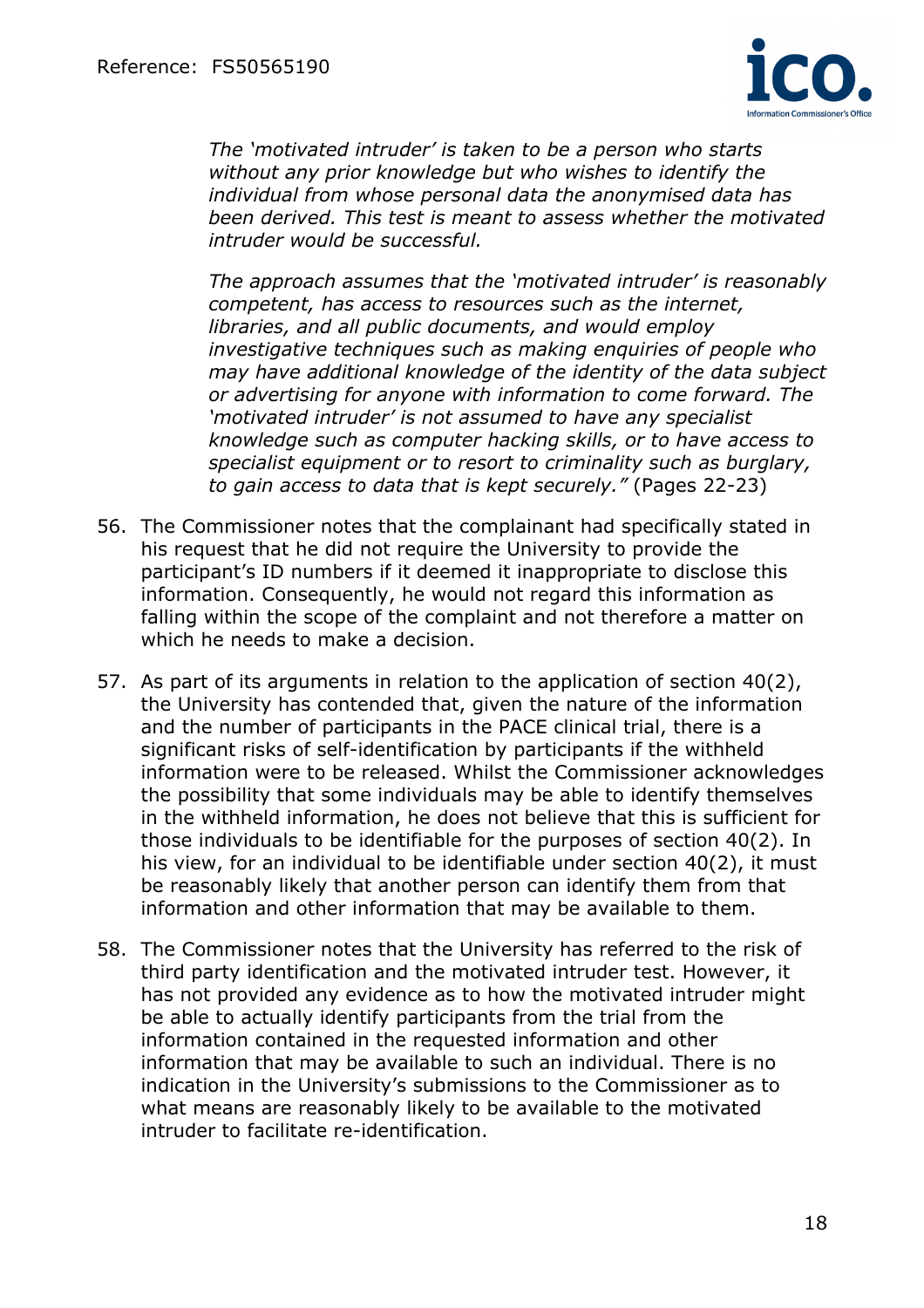*The 'motivated intruder' is taken to be a person who starts without any prior knowledge but who wishes to identify the individual from whose personal data the anonymised data has been derived. This test is meant to assess whether the motivated intruder would be successful.*

*The approach assumes that the 'motivated intruder' is reasonably competent, has access to resources such as the internet, libraries, and all public documents, and would employ investigative techniques such as making enquiries of people who may have additional knowledge of the identity of the data subject or advertising for anyone with information to come forward. The 'motivated intruder' is not assumed to have any specialist knowledge such as computer hacking skills, or to have access to specialist equipment or to resort to criminality such as burglary, to gain access to data that is kept securely."* (Pages 22-23)

56. The Commissioner notes that the complainant had specifically stated in his request that he did not require the University to provide the participant's ID numbers if it deemed it inappropriate to disclose this information. Consequently, he would not regard this information as falling within the scope of the complaint and not therefore a matter on which he needs to make a decision.

57. As part of its arguments in relation to the application of section 40(2), the University has contended that, given the nature of the information and the number of participants in the PACE clinical trial, there is a significant risks of self-identification by participants if the withheld information were to be released. Whilst the Commissioner acknowledges the possibility that some individuals may be able to identify themselves in the withheld information, he does not believe that this is sufficient for those individuals to be identifiable for the purposes of section 40(2). In his view, for an individual to be identifiable under section 40(2), it must be reasonably likely that another person can identify them from that information and other information that may be available to them.

58. The Commissioner notes that the University has referred to the risk of third party identification and the motivated intruder test. However, it has not provided any evidence as to how the motivated intruder might be able to actually identify participants from the trial from the information contained in the requested information and other information that may be available to such an individual. There is no indication in the University's submissions to the Commissioner as to what means are reasonably likely to be available to the motivated intruder to facilitate re-identification.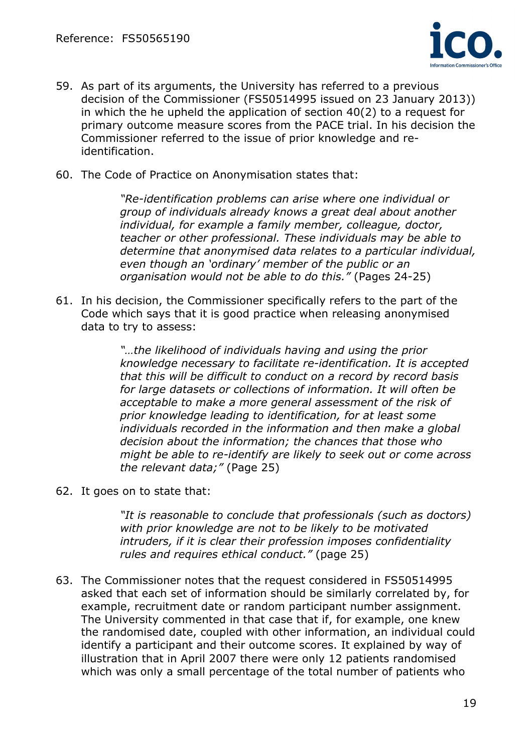59. As part of its arguments, the University has referred to a previous decision of the Commissioner (FS50514995 issued on 23 January 2013)) in which the he upheld the application of section 40(2) to a request for primary outcome measure scores from the PACE trial. In his decision the Commissioner referred to the issue of prior knowledge and re-identification.

60. The Code of Practice on Anonymisation states that:

> *"Re-identification problems can arise where one individual or group of individuals already knows a great deal about another individual, for example a family member, colleague, doctor, teacher or other professional. These individuals may be able to determine that anonymised data relates to a particular individual, even though an 'ordinary' member of the public or an organisation would not be able to do this."* (Pages 24-25)

61. In his decision, the Commissioner specifically refers to the part of the Code which says that it is good practice when releasing anonymised data to try to assess:

> *"…the likelihood of individuals having and using the prior knowledge necessary to facilitate re-identification. It is accepted that this will be difficult to conduct on a record by record basis for large datasets or collections of information. It will often be acceptable to make a more general assessment of the risk of prior knowledge leading to identification, for at least some individuals recorded in the information and then make a global decision about the information; the chances that those who might be able to re-identify are likely to seek out or come across the relevant data;"* (Page 25)

62. It goes on to state that:

> *"It is reasonable to conclude that professionals (such as doctors) with prior knowledge are not to be likely to be motivated intruders, if it is clear their profession imposes confidentiality rules and requires ethical conduct."* (page 25)

63. The Commissioner notes that the request considered in FS50514995 asked that each set of information should be similarly correlated by, for example, recruitment date or random participant number assignment. The University commented in that case that if, for example, one knew the randomised date, coupled with other information, an individual could identify a participant and their outcome scores. It explained by way of illustration that in April 2007 there were only 12 patients randomised which was only a small percentage of the total number of patients who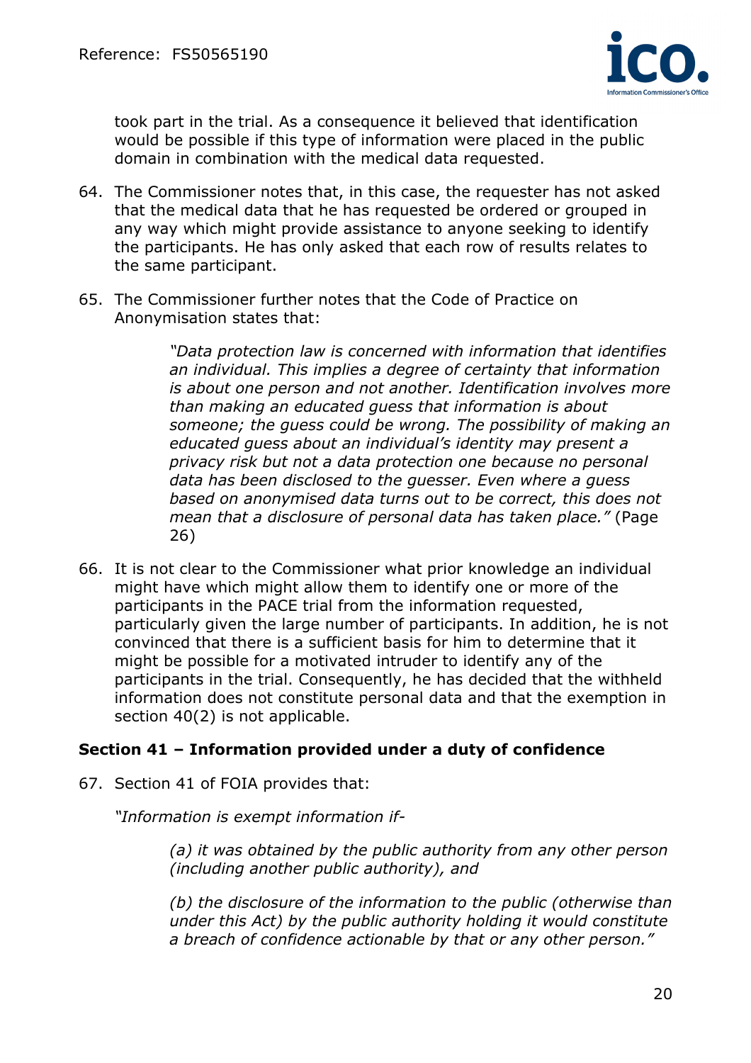took part in the trial. As a consequence it believed that identification would be possible if this type of information were placed in the public domain in combination with the medical data requested.

64. The Commissioner notes that, in this case, the requester has not asked that the medical data that he has requested be ordered or grouped in any way which might provide assistance to anyone seeking to identify the participants. He has only asked that each row of results relates to the same participant.

65. The Commissioner further notes that the Code of Practice on Anonymisation states that:

> *"Data protection law is concerned with information that identifies an individual. This implies a degree of certainty that information is about one person and not another. Identification involves more than making an educated guess that information is about someone; the guess could be wrong. The possibility of making an educated guess about an individual's identity may present a privacy risk but not a data protection one because no personal data has been disclosed to the guesser. Even where a guess based on anonymised data turns out to be correct, this does not mean that a disclosure of personal data has taken place."* (Page 26)

66. It is not clear to the Commissioner what prior knowledge an individual might have which might allow them to identify one or more of the participants in the PACE trial from the information requested, particularly given the large number of participants. In addition, he is not convinced that there is a sufficient basis for him to determine that it might be possible for a motivated intruder to identify any of the participants in the trial. Consequently, he has decided that the withheld information does not constitute personal data and that the exemption in section 40(2) is not applicable.

### Section 41 – Information provided under a duty of confidence

67. Section 41 of FOIA provides that:

*"Information is exempt information if-*

> *(a) it was obtained by the public authority from any other person (including another public authority), and*
>
> *(b) the disclosure of the information to the public (otherwise than under this Act) by the public authority holding it would constitute a breach of confidence actionable by that or any other person."*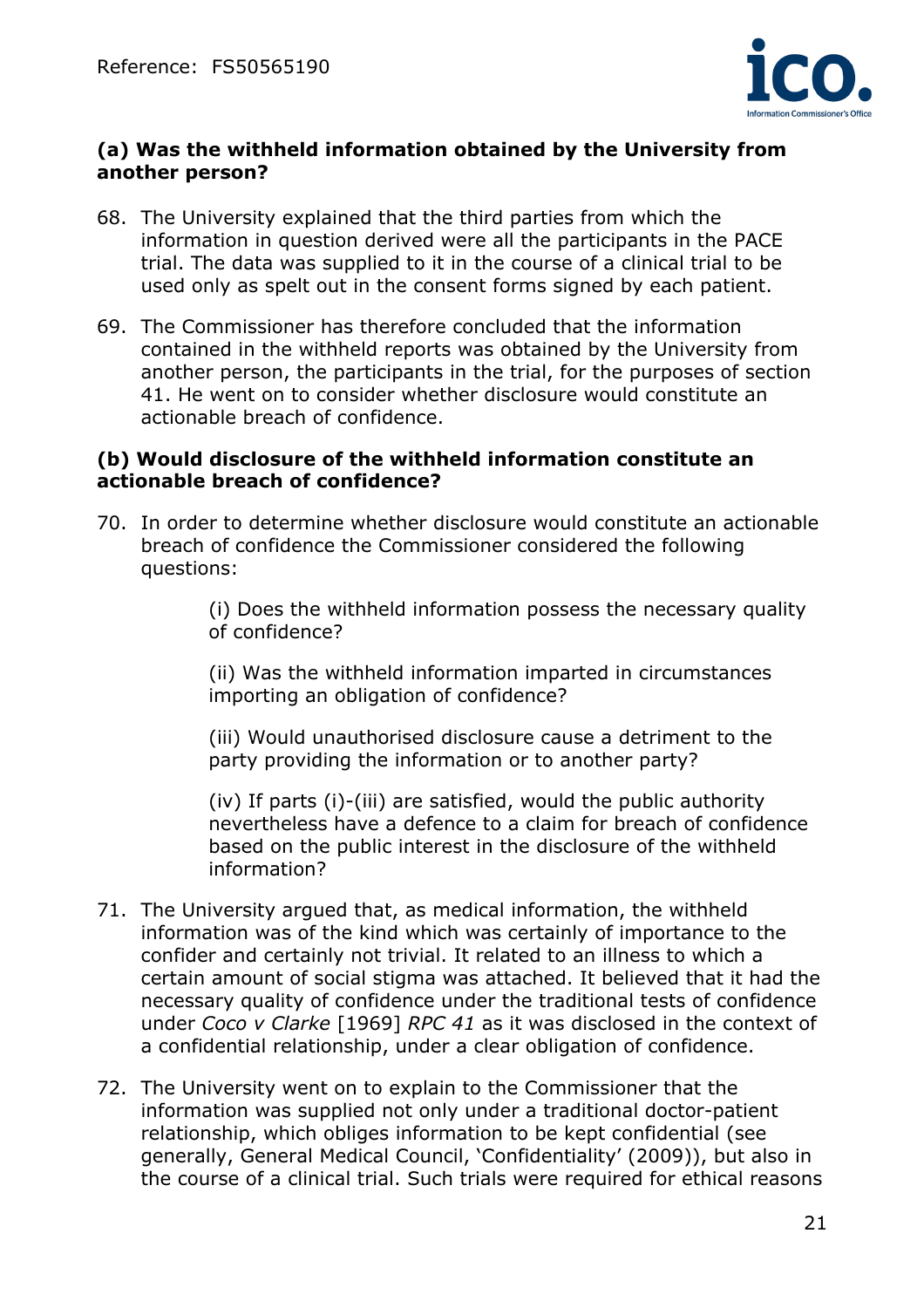### (a) Was the withheld information obtained by the University from another person?

68. The University explained that the third parties from which the information in question derived were all the participants in the PACE trial. The data was supplied to it in the course of a clinical trial to be used only as spelt out in the consent forms signed by each patient.

69. The Commissioner has therefore concluded that the information contained in the withheld reports was obtained by the University from another person, the participants in the trial, for the purposes of section 41. He went on to consider whether disclosure would constitute an actionable breach of confidence.

### (b) Would disclosure of the withheld information constitute an actionable breach of confidence?

70. In order to determine whether disclosure would constitute an actionable breach of confidence the Commissioner considered the following questions:

    (i) Does the withheld information possess the necessary quality of confidence?

    (ii) Was the withheld information imparted in circumstances importing an obligation of confidence?

    (iii) Would unauthorised disclosure cause a detriment to the party providing the information or to another party?

    (iv) If parts (i)-(iii) are satisfied, would the public authority nevertheless have a defence to a claim for breach of confidence based on the public interest in the disclosure of the withheld information?

71. The University argued that, as medical information, the withheld information was of the kind which was certainly of importance to the confider and certainly not trivial. It related to an illness to which a certain amount of social stigma was attached. It believed that it had the necessary quality of confidence under the traditional tests of confidence under *Coco v Clarke* [1969] *RPC 41* as it was disclosed in the context of a confidential relationship, under a clear obligation of confidence.

72. The University went on to explain to the Commissioner that the information was supplied not only under a traditional doctor-patient relationship, which obliges information to be kept confidential (see generally, General Medical Council, 'Confidentiality' (2009)), but also in the course of a clinical trial. Such trials were required for ethical reasons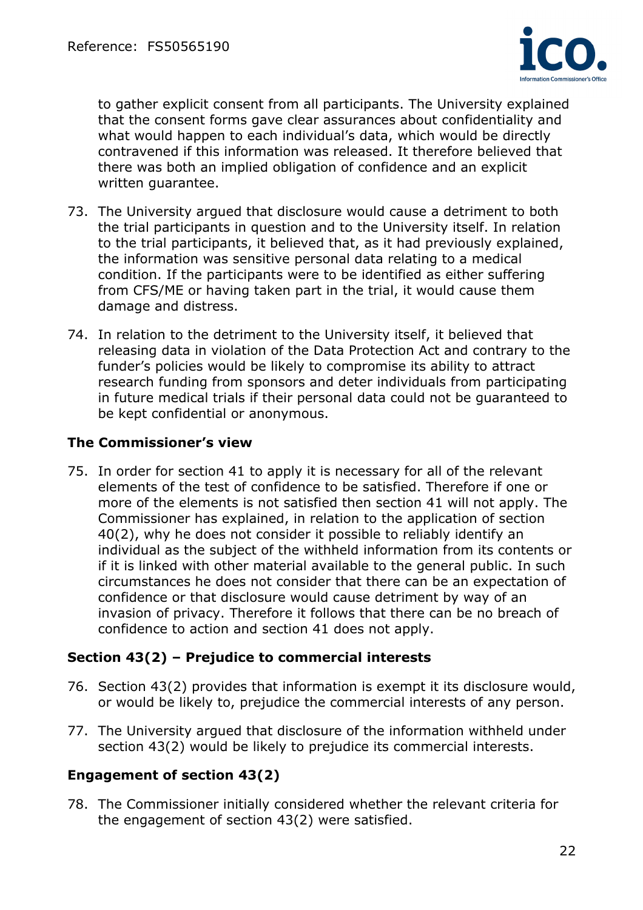to gather explicit consent from all participants. The University explained that the consent forms gave clear assurances about confidentiality and what would happen to each individual's data, which would be directly contravened if this information was released. It therefore believed that there was both an implied obligation of confidence and an explicit written guarantee.

73. The University argued that disclosure would cause a detriment to both the trial participants in question and to the University itself. In relation to the trial participants, it believed that, as it had previously explained, the information was sensitive personal data relating to a medical condition. If the participants were to be identified as either suffering from CFS/ME or having taken part in the trial, it would cause them damage and distress.

74. In relation to the detriment to the University itself, it believed that releasing data in violation of the Data Protection Act and contrary to the funder's policies would be likely to compromise its ability to attract research funding from sponsors and deter individuals from participating in future medical trials if their personal data could not be guaranteed to be kept confidential or anonymous.

### The Commissioner's view

75. In order for section 41 to apply it is necessary for all of the relevant elements of the test of confidence to be satisfied. Therefore if one or more of the elements is not satisfied then section 41 will not apply. The Commissioner has explained, in relation to the application of section 40(2), why he does not consider it possible to reliably identify an individual as the subject of the withheld information from its contents or if it is linked with other material available to the general public. In such circumstances he does not consider that there can be an expectation of confidence or that disclosure would cause detriment by way of an invasion of privacy. Therefore it follows that there can be no breach of confidence to action and section 41 does not apply.

### Section 43(2) – Prejudice to commercial interests

76. Section 43(2) provides that information is exempt it its disclosure would, or would be likely to, prejudice the commercial interests of any person.

77. The University argued that disclosure of the information withheld under section 43(2) would be likely to prejudice its commercial interests.

### Engagement of section 43(2)

78. The Commissioner initially considered whether the relevant criteria for the engagement of section 43(2) were satisfied.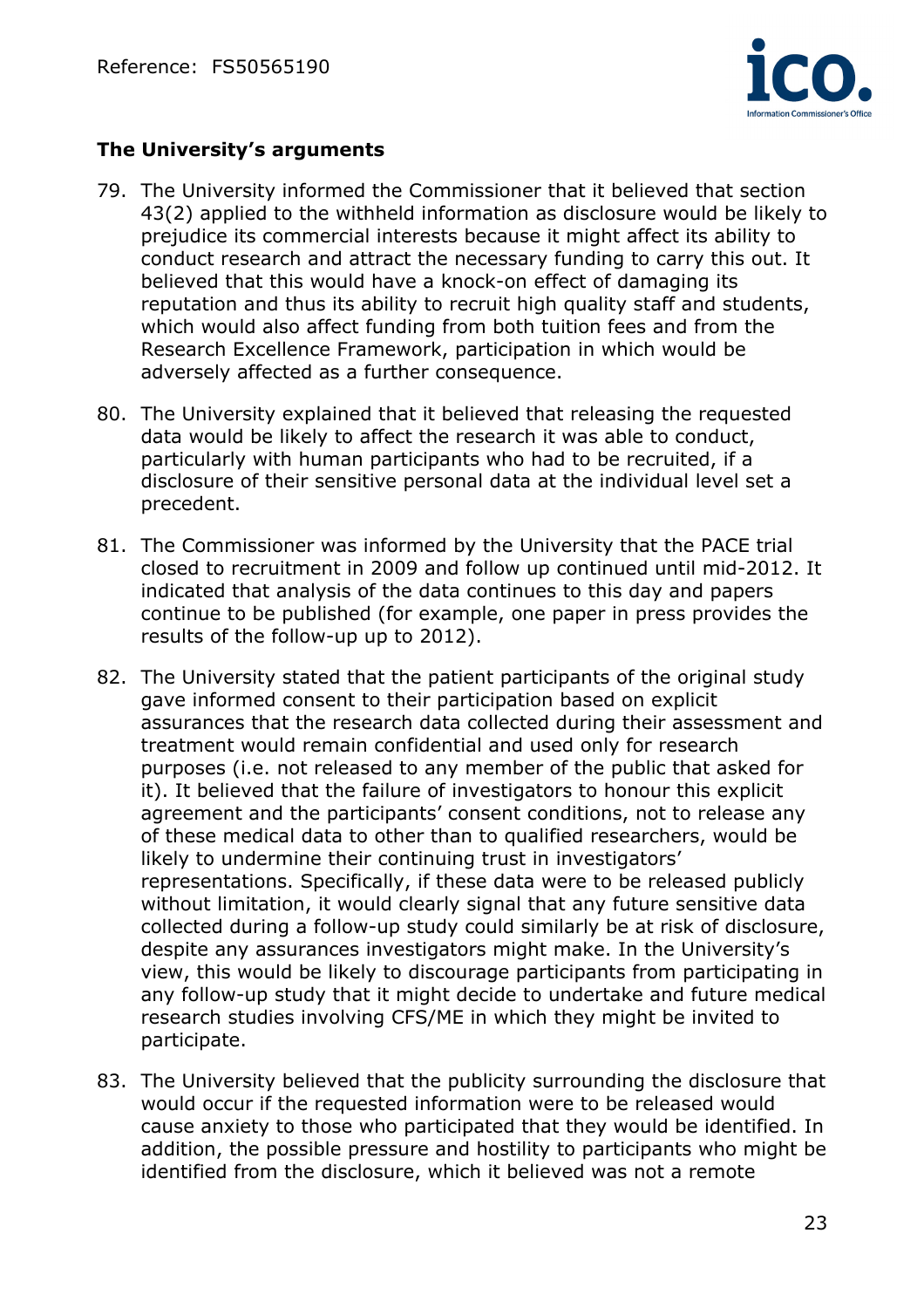**The University's arguments**

79. The University informed the Commissioner that it believed that section 43(2) applied to the withheld information as disclosure would be likely to prejudice its commercial interests because it might affect its ability to conduct research and attract the necessary funding to carry this out. It believed that this would have a knock-on effect of damaging its reputation and thus its ability to recruit high quality staff and students, which would also affect funding from both tuition fees and from the Research Excellence Framework, participation in which would be adversely affected as a further consequence.

80. The University explained that it believed that releasing the requested data would be likely to affect the research it was able to conduct, particularly with human participants who had to be recruited, if a disclosure of their sensitive personal data at the individual level set a precedent.

81. The Commissioner was informed by the University that the PACE trial closed to recruitment in 2009 and follow up continued until mid-2012. It indicated that analysis of the data continues to this day and papers continue to be published (for example, one paper in press provides the results of the follow-up up to 2012).

82. The University stated that the patient participants of the original study gave informed consent to their participation based on explicit assurances that the research data collected during their assessment and treatment would remain confidential and used only for research purposes (i.e. not released to any member of the public that asked for it). It believed that the failure of investigators to honour this explicit agreement and the participants' consent conditions, not to release any of these medical data to other than to qualified researchers, would be likely to undermine their continuing trust in investigators' representations. Specifically, if these data were to be released publicly without limitation, it would clearly signal that any future sensitive data collected during a follow-up study could similarly be at risk of disclosure, despite any assurances investigators might make. In the University's view, this would be likely to discourage participants from participating in any follow-up study that it might decide to undertake and future medical research studies involving CFS/ME in which they might be invited to participate.

83. The University believed that the publicity surrounding the disclosure that would occur if the requested information were to be released would cause anxiety to those who participated that they would be identified. In addition, the possible pressure and hostility to participants who might be identified from the disclosure, which it believed was not a remote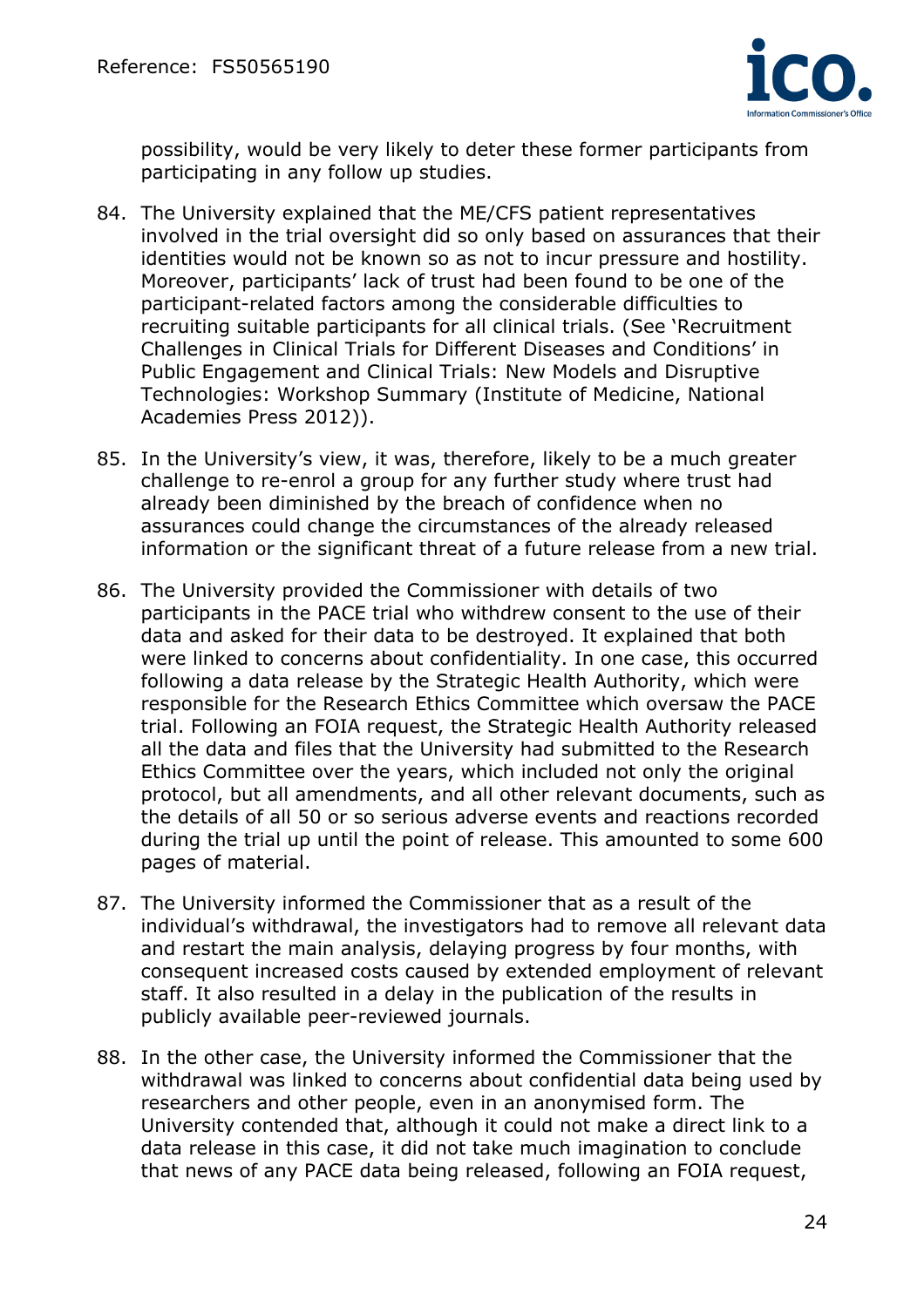possibility, would be very likely to deter these former participants from participating in any follow up studies.

84. The University explained that the ME/CFS patient representatives involved in the trial oversight did so only based on assurances that their identities would not be known so as not to incur pressure and hostility. Moreover, participants' lack of trust had been found to be one of the participant-related factors among the considerable difficulties to recruiting suitable participants for all clinical trials. (See 'Recruitment Challenges in Clinical Trials for Different Diseases and Conditions' in Public Engagement and Clinical Trials: New Models and Disruptive Technologies: Workshop Summary (Institute of Medicine, National Academies Press 2012)).

85. In the University's view, it was, therefore, likely to be a much greater challenge to re-enrol a group for any further study where trust had already been diminished by the breach of confidence when no assurances could change the circumstances of the already released information or the significant threat of a future release from a new trial.

86. The University provided the Commissioner with details of two participants in the PACE trial who withdrew consent to the use of their data and asked for their data to be destroyed. It explained that both were linked to concerns about confidentiality. In one case, this occurred following a data release by the Strategic Health Authority, which were responsible for the Research Ethics Committee which oversaw the PACE trial. Following an FOIA request, the Strategic Health Authority released all the data and files that the University had submitted to the Research Ethics Committee over the years, which included not only the original protocol, but all amendments, and all other relevant documents, such as the details of all 50 or so serious adverse events and reactions recorded during the trial up until the point of release. This amounted to some 600 pages of material.

87. The University informed the Commissioner that as a result of the individual's withdrawal, the investigators had to remove all relevant data and restart the main analysis, delaying progress by four months, with consequent increased costs caused by extended employment of relevant staff. It also resulted in a delay in the publication of the results in publicly available peer-reviewed journals.

88. In the other case, the University informed the Commissioner that the withdrawal was linked to concerns about confidential data being used by researchers and other people, even in an anonymised form. The University contended that, although it could not make a direct link to a data release in this case, it did not take much imagination to conclude that news of any PACE data being released, following an FOIA request,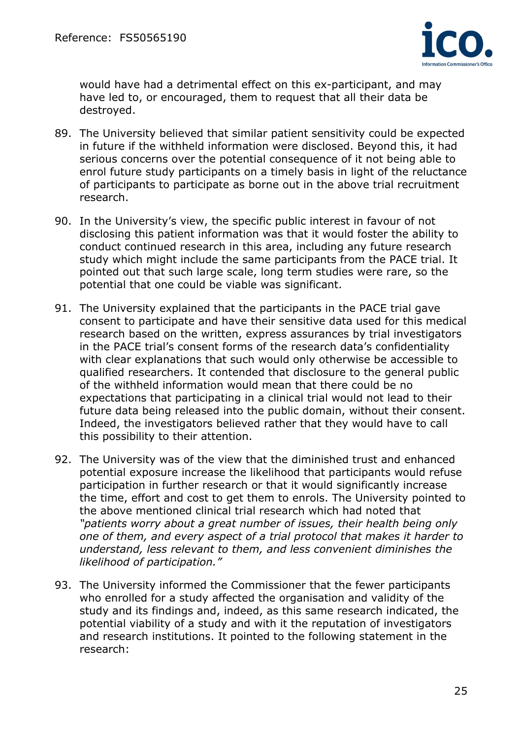would have had a detrimental effect on this ex-participant, and may have led to, or encouraged, them to request that all their data be destroyed.

89. The University believed that similar patient sensitivity could be expected in future if the withheld information were disclosed. Beyond this, it had serious concerns over the potential consequence of it not being able to enrol future study participants on a timely basis in light of the reluctance of participants to participate as borne out in the above trial recruitment research.

90. In the University's view, the specific public interest in favour of not disclosing this patient information was that it would foster the ability to conduct continued research in this area, including any future research study which might include the same participants from the PACE trial. It pointed out that such large scale, long term studies were rare, so the potential that one could be viable was significant.

91. The University explained that the participants in the PACE trial gave consent to participate and have their sensitive data used for this medical research based on the written, express assurances by trial investigators in the PACE trial's consent forms of the research data's confidentiality with clear explanations that such would only otherwise be accessible to qualified researchers. It contended that disclosure to the general public of the withheld information would mean that there could be no expectations that participating in a clinical trial would not lead to their future data being released into the public domain, without their consent. Indeed, the investigators believed rather that they would have to call this possibility to their attention.

92. The University was of the view that the diminished trust and enhanced potential exposure increase the likelihood that participants would refuse participation in further research or that it would significantly increase the time, effort and cost to get them to enrols. The University pointed to the above mentioned clinical trial research which had noted that *"patients worry about a great number of issues, their health being only one of them, and every aspect of a trial protocol that makes it harder to understand, less relevant to them, and less convenient diminishes the likelihood of participation."*

93. The University informed the Commissioner that the fewer participants who enrolled for a study affected the organisation and validity of the study and its findings and, indeed, as this same research indicated, the potential viability of a study and with it the reputation of investigators and research institutions. It pointed to the following statement in the research: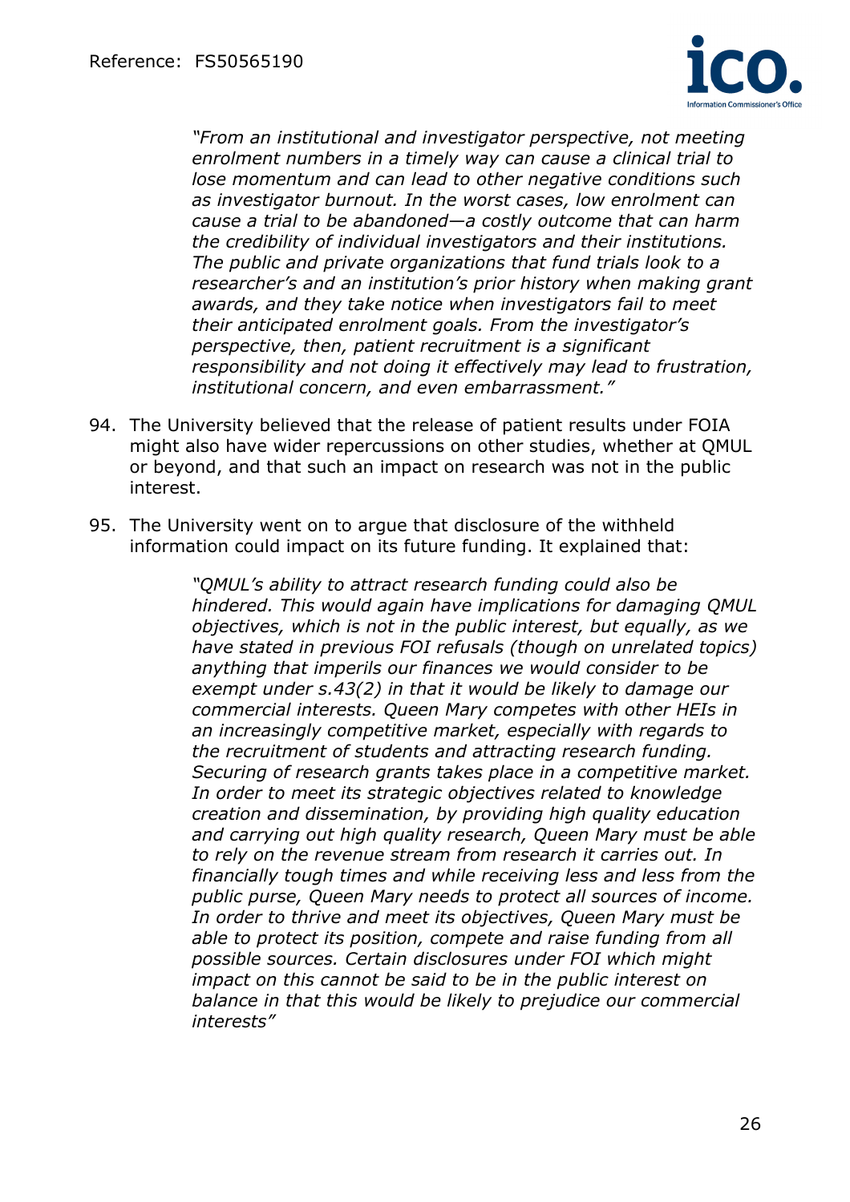> *"From an institutional and investigator perspective, not meeting enrolment numbers in a timely way can cause a clinical trial to lose momentum and can lead to other negative conditions such as investigator burnout. In the worst cases, low enrolment can cause a trial to be abandoned—a costly outcome that can harm the credibility of individual investigators and their institutions. The public and private organizations that fund trials look to a researcher's and an institution's prior history when making grant awards, and they take notice when investigators fail to meet their anticipated enrolment goals. From the investigator's perspective, then, patient recruitment is a significant responsibility and not doing it effectively may lead to frustration, institutional concern, and even embarrassment."*

94. The University believed that the release of patient results under FOIA might also have wider repercussions on other studies, whether at QMUL or beyond, and that such an impact on research was not in the public interest.

95. The University went on to argue that disclosure of the withheld information could impact on its future funding. It explained that:

> *"QMUL's ability to attract research funding could also be hindered. This would again have implications for damaging QMUL objectives, which is not in the public interest, but equally, as we have stated in previous FOI refusals (though on unrelated topics) anything that imperils our finances we would consider to be exempt under s.43(2) in that it would be likely to damage our commercial interests. Queen Mary competes with other HEIs in an increasingly competitive market, especially with regards to the recruitment of students and attracting research funding. Securing of research grants takes place in a competitive market. In order to meet its strategic objectives related to knowledge creation and dissemination, by providing high quality education and carrying out high quality research, Queen Mary must be able to rely on the revenue stream from research it carries out. In financially tough times and while receiving less and less from the public purse, Queen Mary needs to protect all sources of income. In order to thrive and meet its objectives, Queen Mary must be able to protect its position, compete and raise funding from all possible sources. Certain disclosures under FOI which might impact on this cannot be said to be in the public interest on balance in that this would be likely to prejudice our commercial interests"*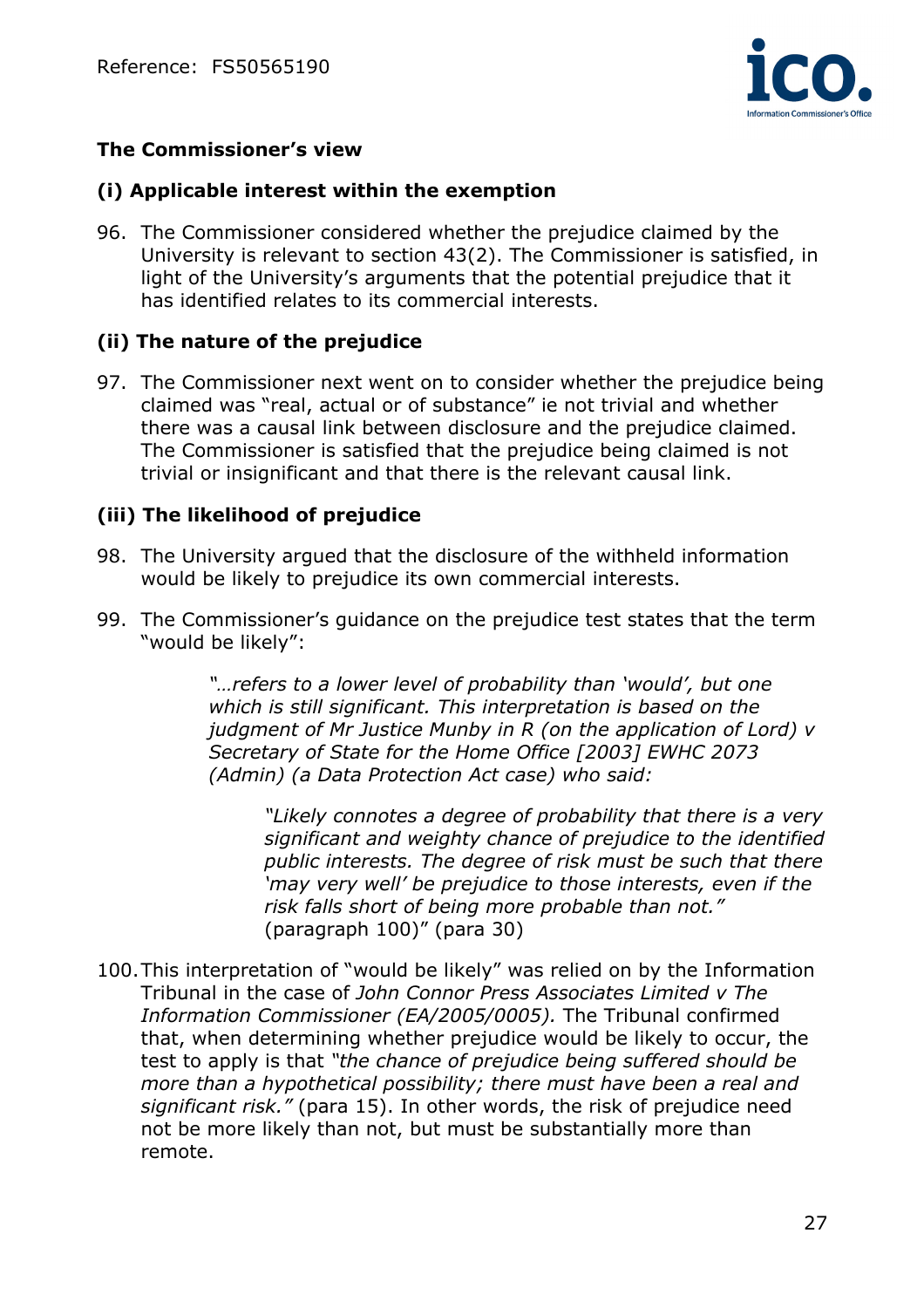### The Commissioner's view

#### (i) Applicable interest within the exemption

96. The Commissioner considered whether the prejudice claimed by the University is relevant to section 43(2). The Commissioner is satisfied, in light of the University's arguments that the potential prejudice that it has identified relates to its commercial interests.

#### (ii) The nature of the prejudice

97. The Commissioner next went on to consider whether the prejudice being claimed was "real, actual or of substance" ie not trivial and whether there was a causal link between disclosure and the prejudice claimed. The Commissioner is satisfied that the prejudice being claimed is not trivial or insignificant and that there is the relevant causal link.

#### (iii) The likelihood of prejudice

98. The University argued that the disclosure of the withheld information would be likely to prejudice its own commercial interests.

99. The Commissioner's guidance on the prejudice test states that the term "would be likely":

> *"…refers to a lower level of probability than 'would', but one which is still significant. This interpretation is based on the judgment of Mr Justice Munby in R (on the application of Lord) v Secretary of State for the Home Office [2003] EWHC 2073 (Admin) (a Data Protection Act case) who said:*
>
> > *"Likely connotes a degree of probability that there is a very significant and weighty chance of prejudice to the identified public interests. The degree of risk must be such that there 'may very well' be prejudice to those interests, even if the risk falls short of being more probable than not."* (paragraph 100)" (para 30)

100. This interpretation of "would be likely" was relied on by the Information Tribunal in the case of *John Connor Press Associates Limited v The Information Commissioner (EA/2005/0005).* The Tribunal confirmed that, when determining whether prejudice would be likely to occur, the test to apply is that *"the chance of prejudice being suffered should be more than a hypothetical possibility; there must have been a real and significant risk."* (para 15). In other words, the risk of prejudice need not be more likely than not, but must be substantially more than remote.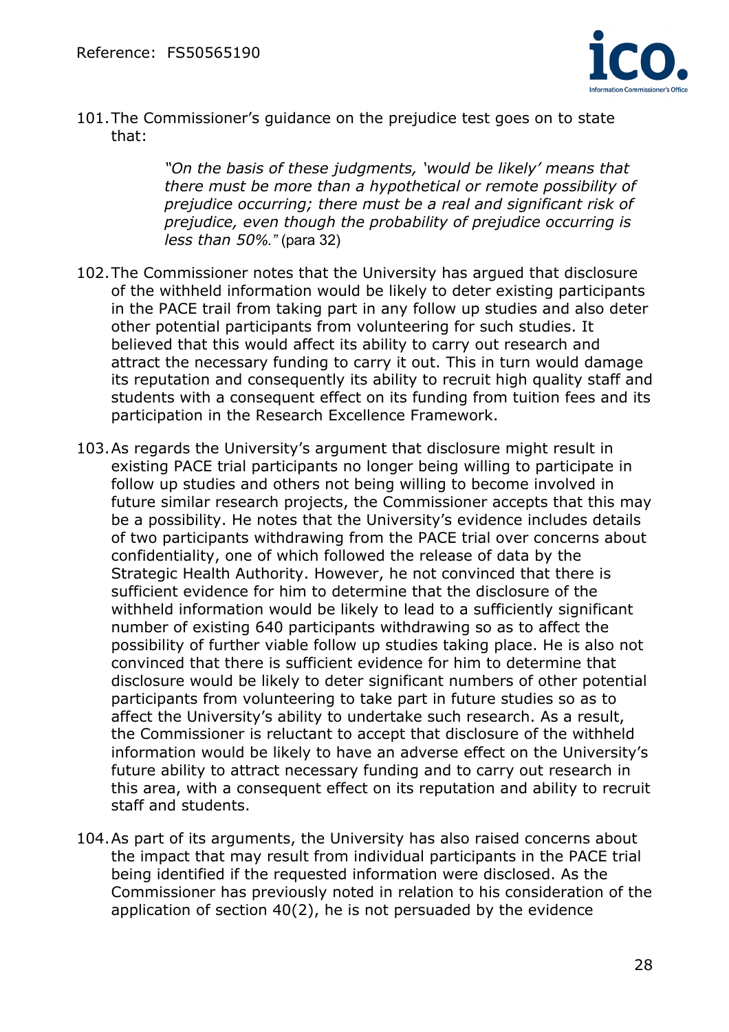101. The Commissioner's guidance on the prejudice test goes on to state that:

> *"On the basis of these judgments, 'would be likely' means that there must be more than a hypothetical or remote possibility of prejudice occurring; there must be a real and significant risk of prejudice, even though the probability of prejudice occurring is less than 50%."* (para 32)

102. The Commissioner notes that the University has argued that disclosure of the withheld information would be likely to deter existing participants in the PACE trail from taking part in any follow up studies and also deter other potential participants from volunteering for such studies. It believed that this would affect its ability to carry out research and attract the necessary funding to carry it out. This in turn would damage its reputation and consequently its ability to recruit high quality staff and students with a consequent effect on its funding from tuition fees and its participation in the Research Excellence Framework.

103. As regards the University's argument that disclosure might result in existing PACE trial participants no longer being willing to participate in follow up studies and others not being willing to become involved in future similar research projects, the Commissioner accepts that this may be a possibility. He notes that the University's evidence includes details of two participants withdrawing from the PACE trial over concerns about confidentiality, one of which followed the release of data by the Strategic Health Authority. However, he not convinced that there is sufficient evidence for him to determine that the disclosure of the withheld information would be likely to lead to a sufficiently significant number of existing 640 participants withdrawing so as to affect the possibility of further viable follow up studies taking place. He is also not convinced that there is sufficient evidence for him to determine that disclosure would be likely to deter significant numbers of other potential participants from volunteering to take part in future studies so as to affect the University's ability to undertake such research. As a result, the Commissioner is reluctant to accept that disclosure of the withheld information would be likely to have an adverse effect on the University's future ability to attract necessary funding and to carry out research in this area, with a consequent effect on its reputation and ability to recruit staff and students.

104. As part of its arguments, the University has also raised concerns about the impact that may result from individual participants in the PACE trial being identified if the requested information were disclosed. As the Commissioner has previously noted in relation to his consideration of the application of section 40(2), he is not persuaded by the evidence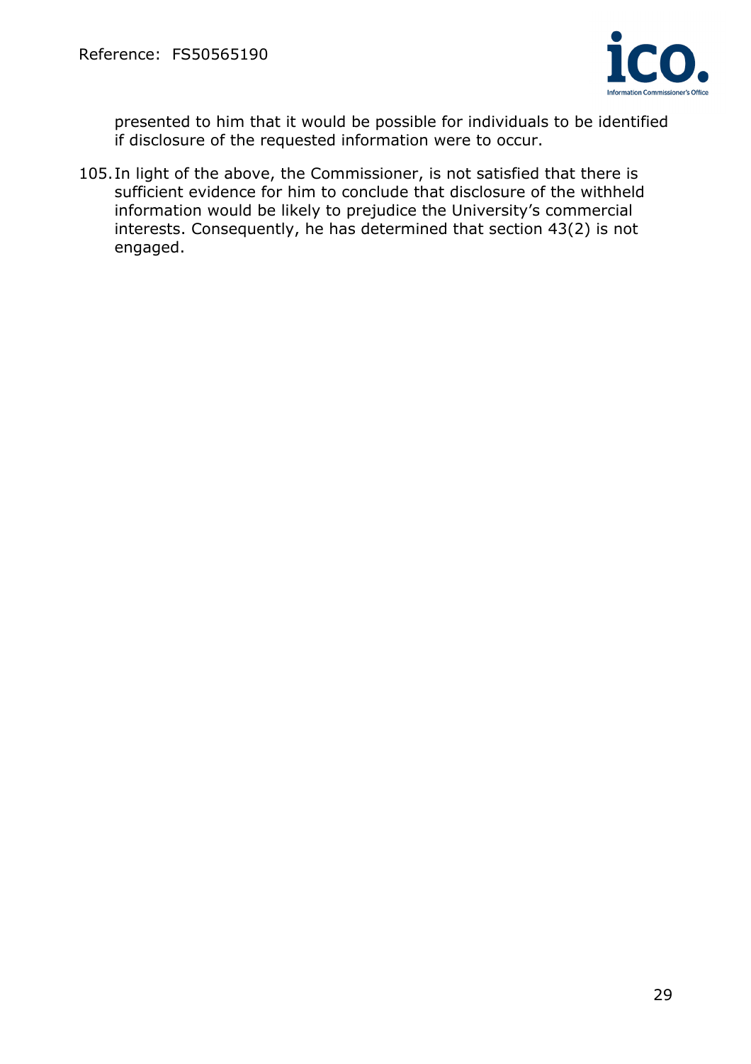presented to him that it would be possible for individuals to be identified if disclosure of the requested information were to occur.

105. In light of the above, the Commissioner, is not satisfied that there is sufficient evidence for him to conclude that disclosure of the withheld information would be likely to prejudice the University's commercial interests. Consequently, he has determined that section 43(2) is not engaged.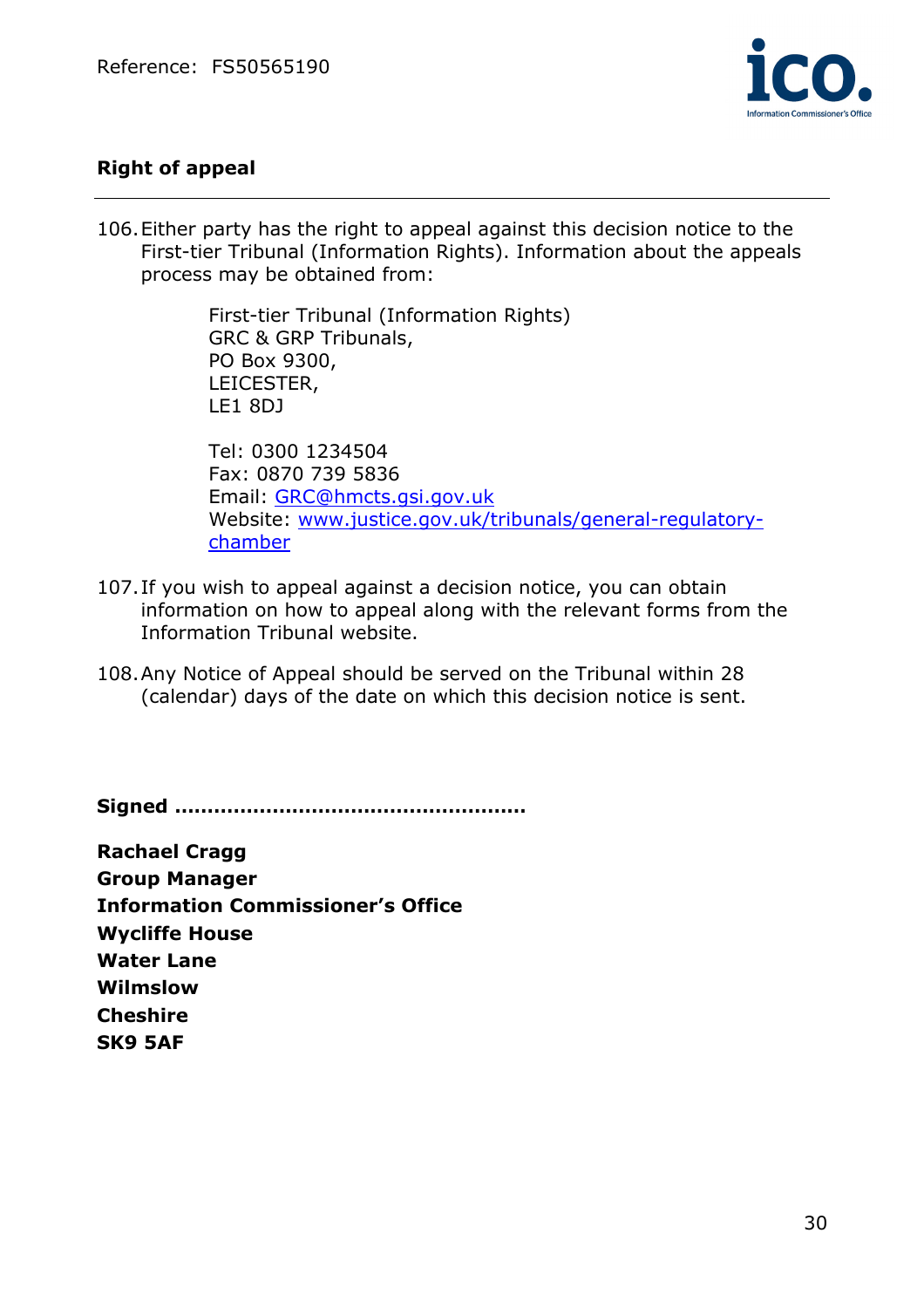## Right of appeal

106. Either party has the right to appeal against this decision notice to the First-tier Tribunal (Information Rights). Information about the appeals process may be obtained from:

 First-tier Tribunal (Information Rights)
 GRC & GRP Tribunals,
 PO Box 9300,
 LEICESTER,
 LE1 8DJ

 Tel: 0300 1234504
 Fax: 0870 739 5836
 Email: GRC@hmcts.gsi.gov.uk
 Website: www.justice.gov.uk/tribunals/general-regulatory-chamber

107. If you wish to appeal against a decision notice, you can obtain information on how to appeal along with the relevant forms from the Information Tribunal website.

108. Any Notice of Appeal should be served on the Tribunal within 28 (calendar) days of the date on which this decision notice is sent.

**Signed ………………………………………………**

**Rachael Cragg**
**Group Manager**
**Information Commissioner's Office**
**Wycliffe House**
**Water Lane**
**Wilmslow**
**Cheshire**
**SK9 5AF**